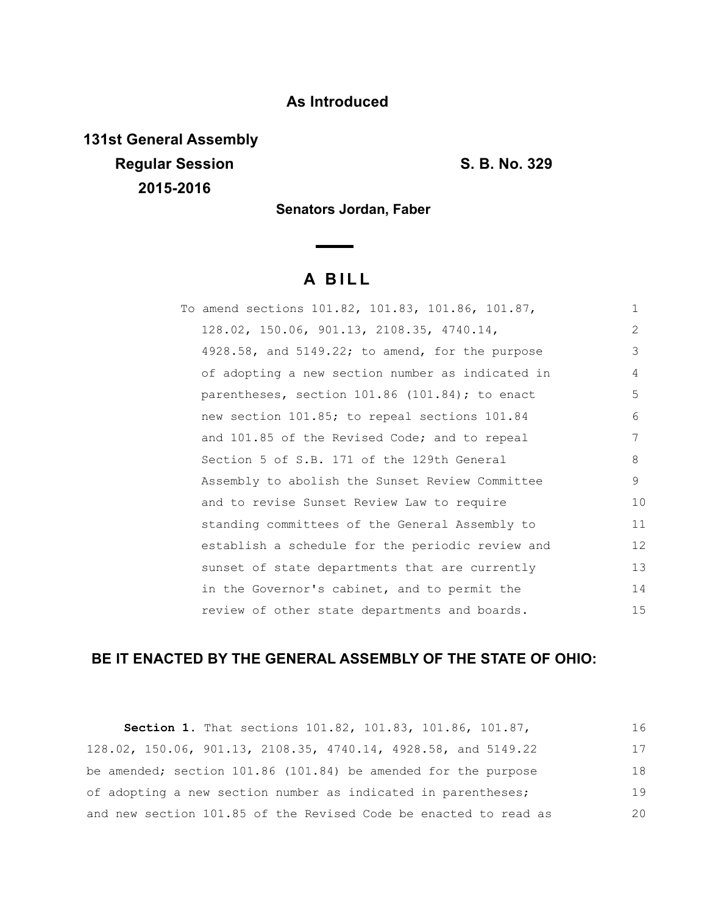**As Introduced**

**131st General Assembly**
**Regular Session**
**2015-2016**

**S. B. No. 329**

**Senators Jordan, Faber**

## A BILL

To amend sections 101.82, 101.83, 101.86, 101.87, 128.02, 150.06, 901.13, 2108.35, 4740.14, 4928.58, and 5149.22; to amend, for the purpose of adopting a new section number as indicated in parentheses, section 101.86 (101.84); to enact new section 101.85; to repeal sections 101.84 and 101.85 of the Revised Code; and to repeal Section 5 of S.B. 171 of the 129th General Assembly to abolish the Sunset Review Committee and to revise Sunset Review Law to require standing committees of the General Assembly to establish a schedule for the periodic review and sunset of state departments that are currently in the Governor's cabinet, and to permit the review of other state departments and boards.

**BE IT ENACTED BY THE GENERAL ASSEMBLY OF THE STATE OF OHIO:**

**Section 1.** That sections 101.82, 101.83, 101.86, 101.87, 128.02, 150.06, 901.13, 2108.35, 4740.14, 4928.58, and 5149.22 be amended; section 101.86 (101.84) be amended for the purpose of adopting a new section number as indicated in parentheses; and new section 101.85 of the Revised Code be enacted to read as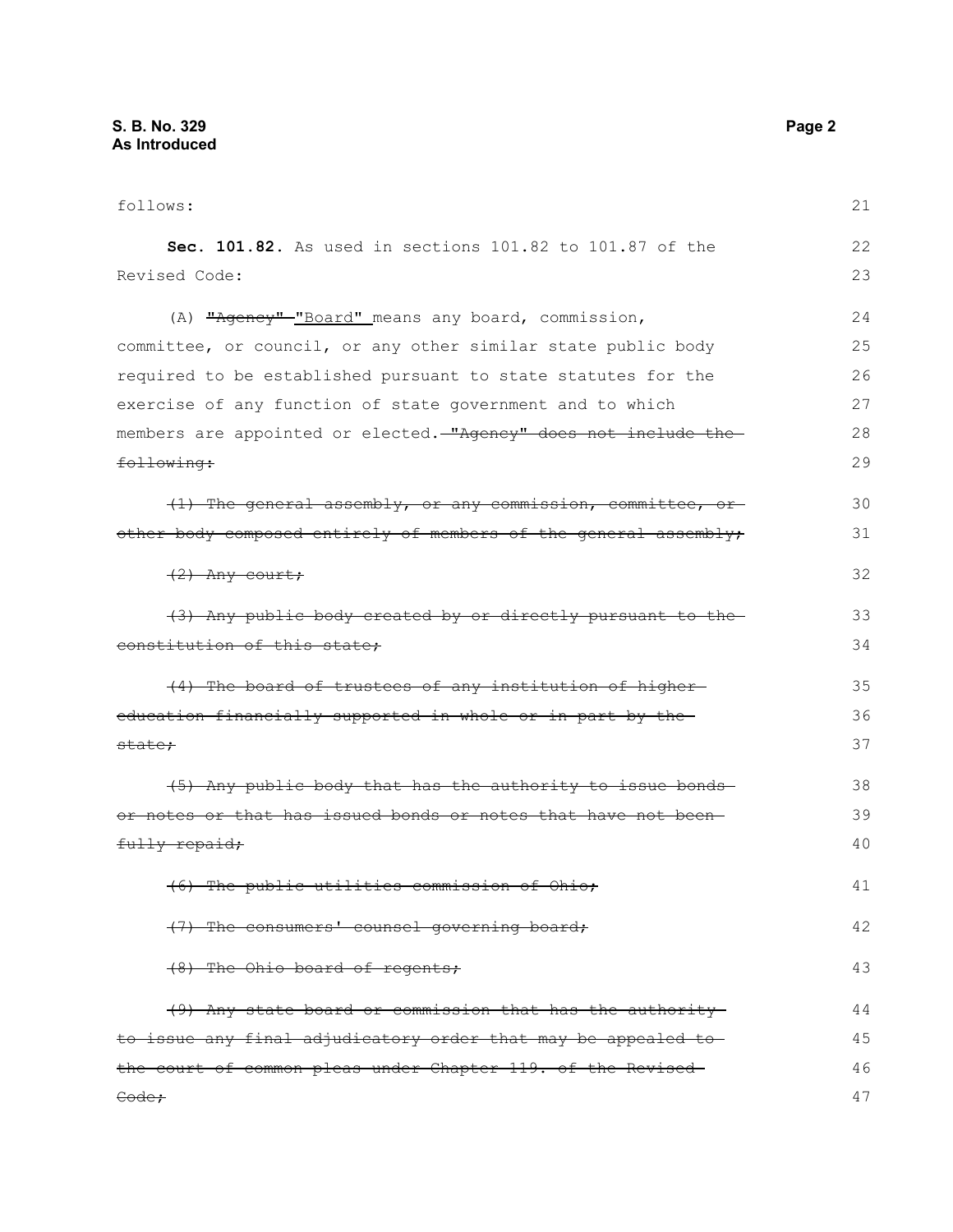follows:

**Sec. 101.82.** As used in sections 101.82 to 101.87 of the Revised Code:

(A) ~~"Agency"~~ <u>"Board"</u> means any board, commission, committee, or council, or any other similar state public body required to be established pursuant to state statutes for the exercise of any function of state government and to which members are appointed or elected. ~~"Agency" does not include the following:~~

~~(1) The general assembly, or any commission, committee, or other body composed entirely of members of the general assembly;~~

~~(2) Any court;~~

~~(3) Any public body created by or directly pursuant to the constitution of this state;~~

~~(4) The board of trustees of any institution of higher education financially supported in whole or in part by the state;~~

~~(5) Any public body that has the authority to issue bonds or notes or that has issued bonds or notes that have not been fully repaid;~~

~~(6) The public utilities commission of Ohio;~~

~~(7) The consumers' counsel governing board;~~

~~(8) The Ohio board of regents;~~

~~(9) Any state board or commission that has the authority to issue any final adjudicatory order that may be appealed to the court of common pleas under Chapter 119. of the Revised Code;~~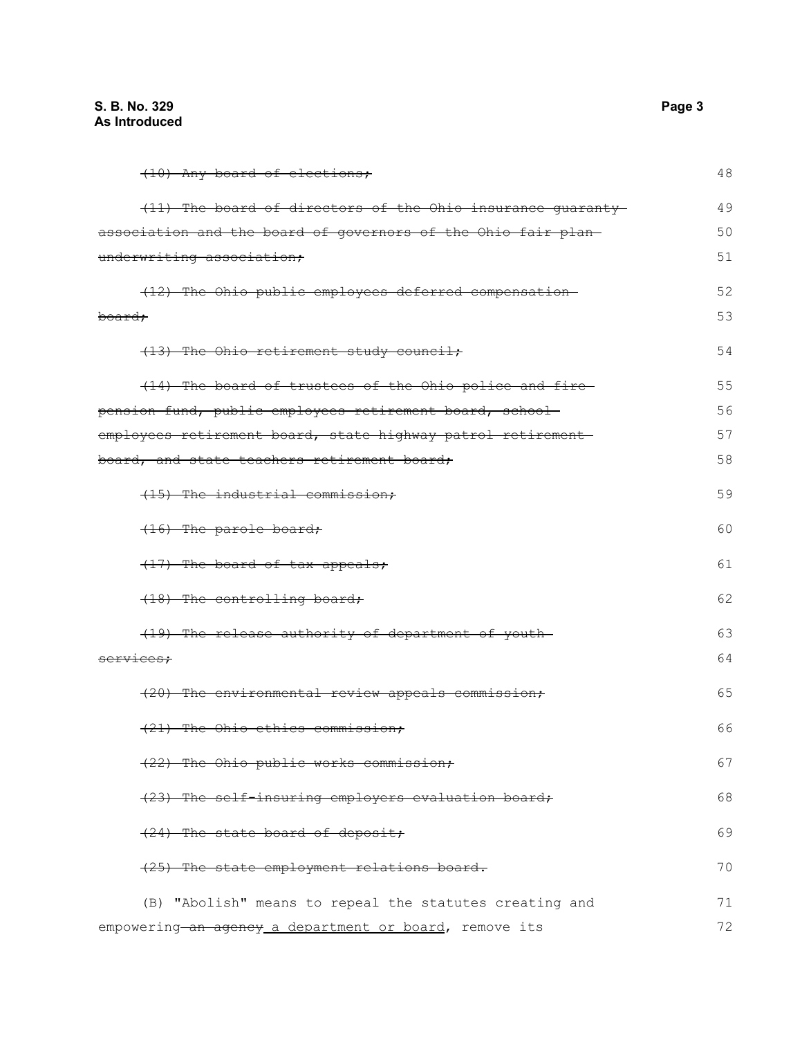~~(10) Any board of elections;~~

~~(11) The board of directors of the Ohio insurance guaranty association and the board of governors of the Ohio fair plan underwriting association;~~

~~(12) The Ohio public employees deferred compensation board;~~

~~(13) The Ohio retirement study council;~~

~~(14) The board of trustees of the Ohio police and fire pension fund, public employees retirement board, school employees retirement board, state highway patrol retirement board, and state teachers retirement board;~~

~~(15) The industrial commission;~~

~~(16) The parole board;~~

~~(17) The board of tax appeals;~~

~~(18) The controlling board;~~

~~(19) The release authority of department of youth services;~~

~~(20) The environmental review appeals commission;~~

~~(21) The Ohio ethics commission;~~

~~(22) The Ohio public works commission;~~

~~(23) The self-insuring employers evaluation board;~~

~~(24) The state board of deposit;~~

~~(25) The state employment relations board.~~

(B) "Abolish" means to repeal the statutes creating and empowering ~~an agency~~ <u>a department or board</u>, remove its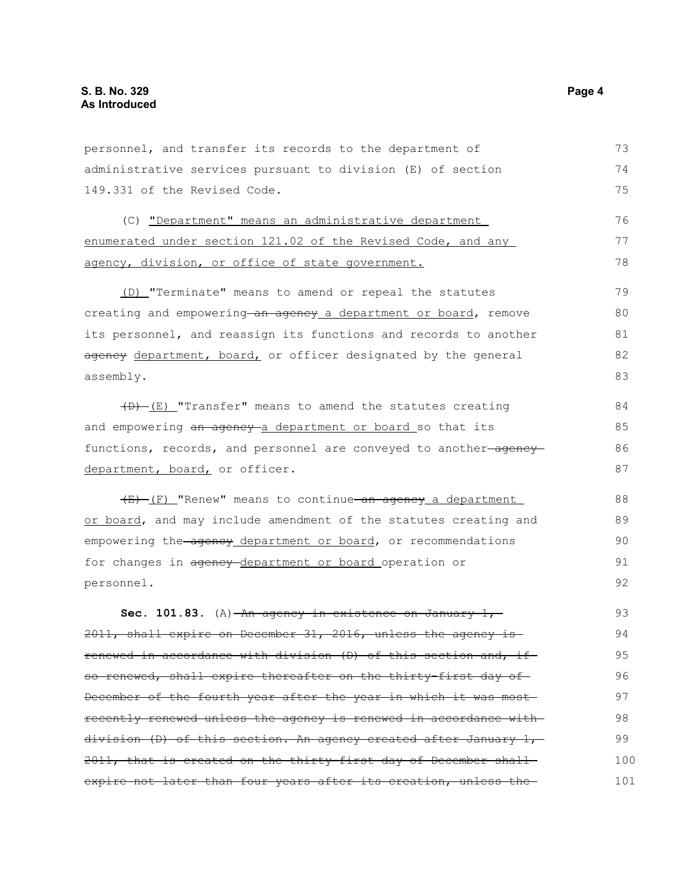personnel, and transfer its records to the department of administrative services pursuant to division (E) of section 149.331 of the Revised Code.

(C) <u>"Department" means an administrative department enumerated under section 121.02 of the Revised Code, and any agency, division, or office of state government.</u>

<u>(D)</u> "Terminate" means to amend or repeal the statutes creating and empowering ~~an agency~~ <u>a department or board</u>, remove its personnel, and reassign its functions and records to another ~~agency~~ <u>department, board,</u> or officer designated by the general assembly.

~~(D)~~ <u>(E)</u> "Transfer" means to amend the statutes creating and empowering ~~an agency~~ <u>a department or board</u> so that its functions, records, and personnel are conveyed to another ~~agency~~ <u>department, board,</u> or officer.

~~(E)~~ <u>(F)</u> "Renew" means to continue ~~an agency~~ <u>a department or board</u>, and may include amendment of the statutes creating and empowering the ~~agency~~ <u>department or board</u>, or recommendations for changes in ~~agency~~ <u>department or board</u> operation or personnel.

**Sec. 101.83.** (A) ~~An agency in existence on January 1, 2011, shall expire on December 31, 2016, unless the agency is renewed in accordance with division (D) of this section and, if so renewed, shall expire thereafter on the thirty-first day of December of the fourth year after the year in which it was most recently renewed unless the agency is renewed in accordance with division (D) of this section. An agency created after January 1, 2011, that is created on the thirty-first day of December shall expire not later than four years after its creation, unless the~~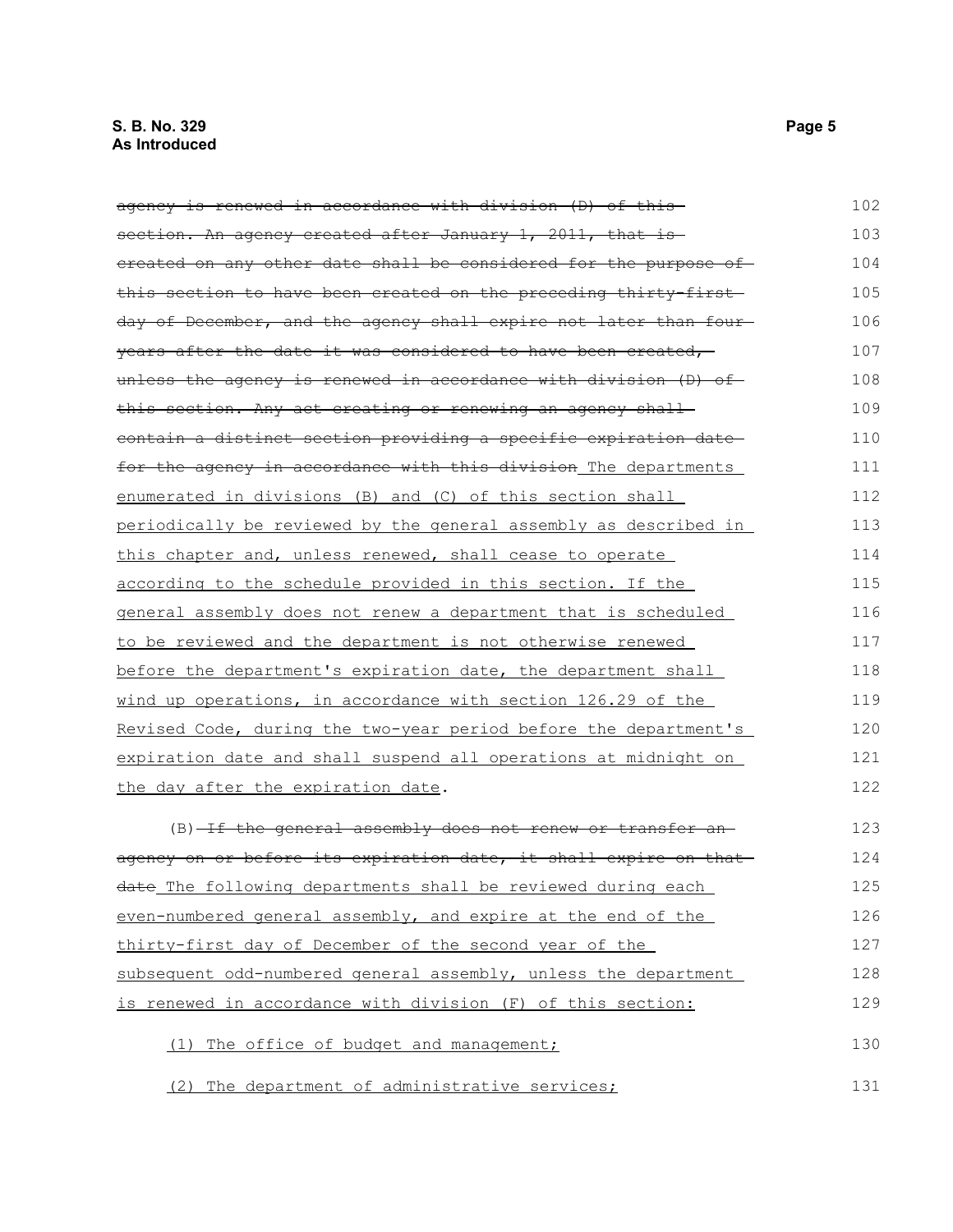~~agency is renewed in accordance with division (D) of this section. An agency created after January 1, 2011, that is created on any other date shall be considered for the purpose of this section to have been created on the preceding thirty-first day of December, and the agency shall expire not later than four years after the date it was considered to have been created, unless the agency is renewed in accordance with division (D) of this section. Any act creating or renewing an agency shall contain a distinct section providing a specific expiration date for the agency in accordance with this division~~ <u>The departments enumerated in divisions (B) and (C) of this section shall periodically be reviewed by the general assembly as described in this chapter and, unless renewed, shall cease to operate according to the schedule provided in this section. If the general assembly does not renew a department that is scheduled to be reviewed and the department is not otherwise renewed before the department's expiration date, the department shall wind up operations, in accordance with section 126.29 of the Revised Code, during the two-year period before the department's expiration date and shall suspend all operations at midnight on the day after the expiration date</u>.

(B) ~~If the general assembly does not renew or transfer an agency on or before its expiration date, it shall expire on that date~~ <u>The following departments shall be reviewed during each even-numbered general assembly, and expire at the end of the thirty-first day of December of the second year of the subsequent odd-numbered general assembly, unless the department is renewed in accordance with division (F) of this section:</u>

<u>(1) The office of budget and management;</u>

<u>(2) The department of administrative services;</u>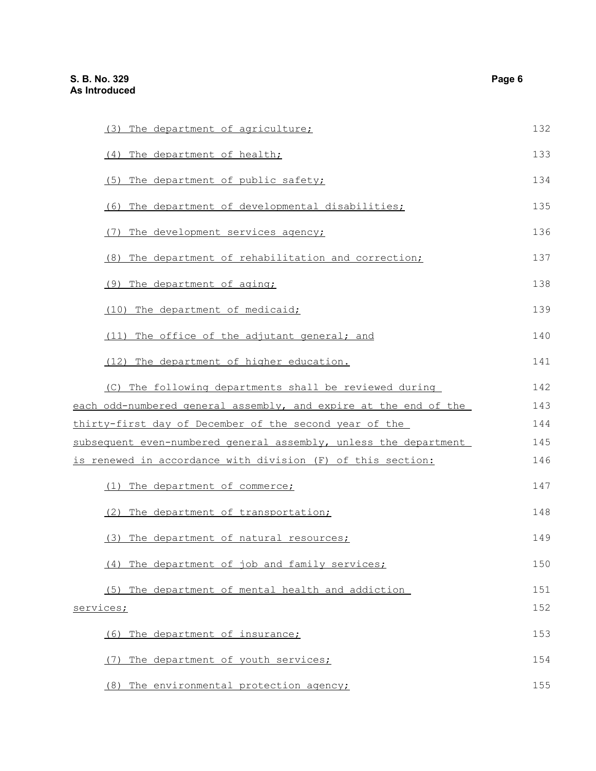(3) The department of agriculture;

(4) The department of health;

(5) The department of public safety;

(6) The department of developmental disabilities;

(7) The development services agency;

(8) The department of rehabilitation and correction;

(9) The department of aging;

(10) The department of medicaid;

(11) The office of the adjutant general; and

(12) The department of higher education.

(C) The following departments shall be reviewed during each odd-numbered general assembly, and expire at the end of the thirty-first day of December of the second year of the subsequent even-numbered general assembly, unless the department is renewed in accordance with division (F) of this section:

(1) The department of commerce;

(2) The department of transportation;

(3) The department of natural resources;

(4) The department of job and family services;

(5) The department of mental health and addiction services;

(6) The department of insurance;

(7) The department of youth services;

(8) The environmental protection agency;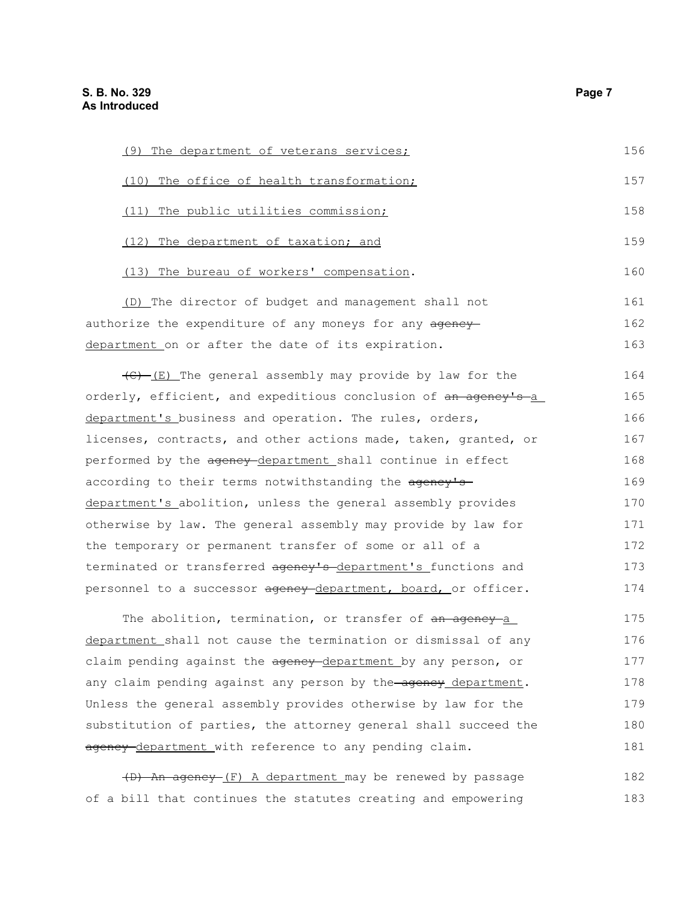(9) The department of veterans services;

(10) The office of health transformation;

(11) The public utilities commission;

(12) The department of taxation; and

(13) The bureau of workers' compensation.

(D) The director of budget and management shall not authorize the expenditure of any moneys for any ~~agency~~ department on or after the date of its expiration.

~~(C)~~ (E) The general assembly may provide by law for the orderly, efficient, and expeditious conclusion of ~~an agency's~~ a department's business and operation. The rules, orders, licenses, contracts, and other actions made, taken, granted, or performed by the ~~agency~~ department shall continue in effect according to their terms notwithstanding the ~~agency's~~ department's abolition, unless the general assembly provides otherwise by law. The general assembly may provide by law for the temporary or permanent transfer of some or all of a terminated or transferred ~~agency's~~ department's functions and personnel to a successor ~~agency~~ department, board, or officer.

The abolition, termination, or transfer of ~~an agency~~ a department shall not cause the termination or dismissal of any claim pending against the ~~agency~~ department by any person, or any claim pending against any person by the ~~agency~~ department. Unless the general assembly provides otherwise by law for the substitution of parties, the attorney general shall succeed the ~~agency~~ department with reference to any pending claim.

~~(D) An agency~~ (F) A department may be renewed by passage of a bill that continues the statutes creating and empowering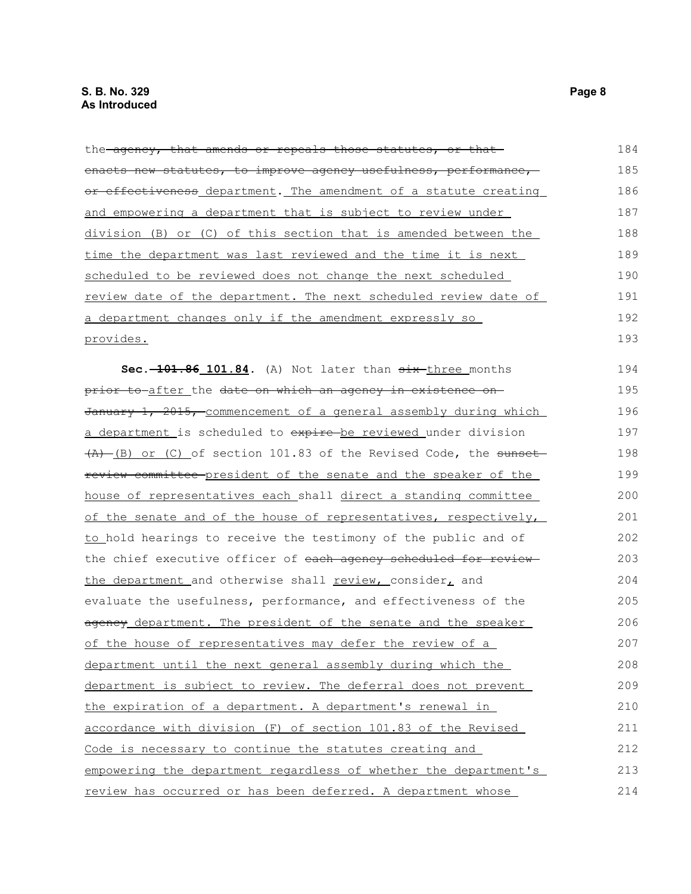the ~~agency, that amends or repeals those statutes, or that enacts new statutes, to improve agency usefulness, performance, or effectiveness~~ department. The amendment of a statute creating and empowering a department that is subject to review under division (B) or (C) of this section that is amended between the time the department was last reviewed and the time it is next scheduled to be reviewed does not change the next scheduled review date of the department. The next scheduled review date of a department changes only if the amendment expressly so provides.

**Sec. ~~101.86~~ 101.84.** (A) Not later than ~~six~~ three months ~~prior to~~ after the ~~date on which an agency in existence on January 1, 2015,~~ commencement of a general assembly during which a department is scheduled to ~~expire~~ be reviewed under division ~~(A)~~ (B) or (C) of section 101.83 of the Revised Code, the ~~sunset review committee~~ president of the senate and the speaker of the house of representatives each shall direct a standing committee of the senate and of the house of representatives, respectively, to hold hearings to receive the testimony of the public and of the chief executive officer of ~~each agency scheduled for review~~ the department and otherwise shall review, consider, and evaluate the usefulness, performance, and effectiveness of the ~~agency~~ department. The president of the senate and the speaker of the house of representatives may defer the review of a department until the next general assembly during which the department is subject to review. The deferral does not prevent the expiration of a department. A department's renewal in accordance with division (F) of section 101.83 of the Revised Code is necessary to continue the statutes creating and empowering the department regardless of whether the department's review has occurred or has been deferred. A department whose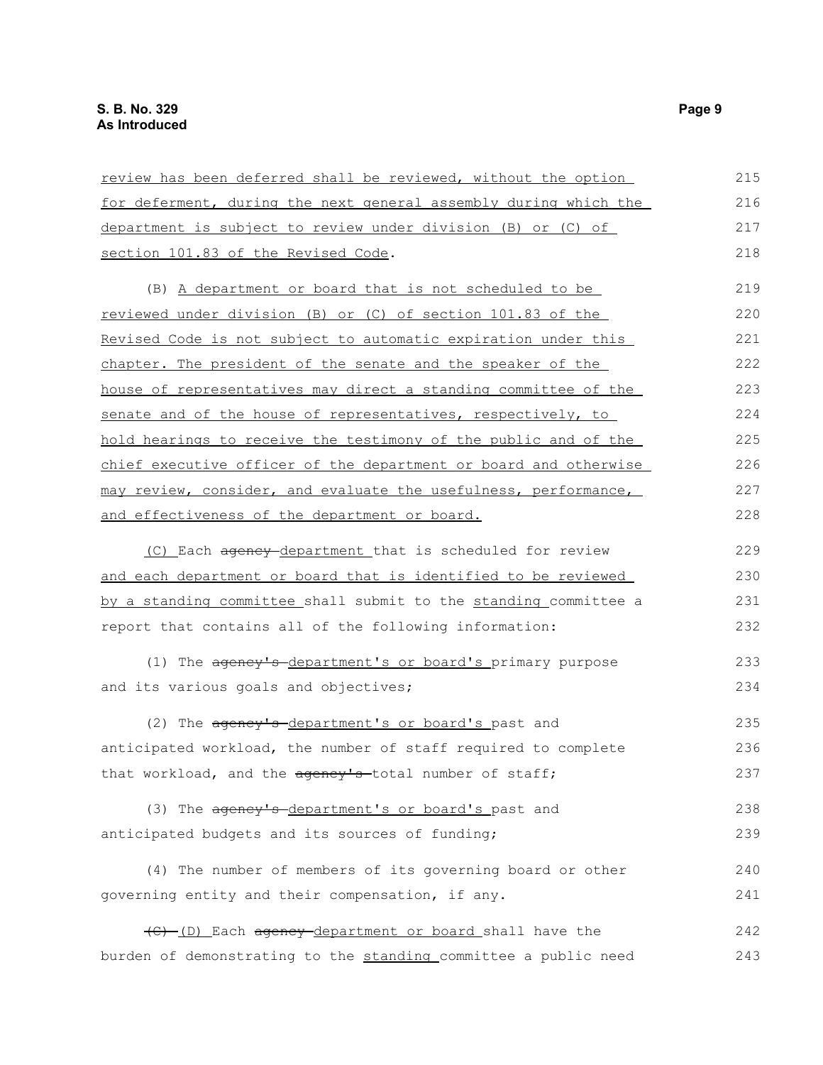review has been deferred shall be reviewed, without the option for deferment, during the next general assembly during which the department is subject to review under division (B) or (C) of section 101.83 of the Revised Code.

(B) A department or board that is not scheduled to be reviewed under division (B) or (C) of section 101.83 of the Revised Code is not subject to automatic expiration under this chapter. The president of the senate and the speaker of the house of representatives may direct a standing committee of the senate and of the house of representatives, respectively, to hold hearings to receive the testimony of the public and of the chief executive officer of the department or board and otherwise may review, consider, and evaluate the usefulness, performance, and effectiveness of the department or board.

(C) Each agency department that is scheduled for review and each department or board that is identified to be reviewed by a standing committee shall submit to the standing committee a report that contains all of the following information:

(1) The agency's department's or board's primary purpose and its various goals and objectives;

(2) The agency's department's or board's past and anticipated workload, the number of staff required to complete that workload, and the agency's total number of staff;

(3) The agency's department's or board's past and anticipated budgets and its sources of funding;

(4) The number of members of its governing board or other governing entity and their compensation, if any.

(C) (D) Each agency department or board shall have the burden of demonstrating to the standing committee a public need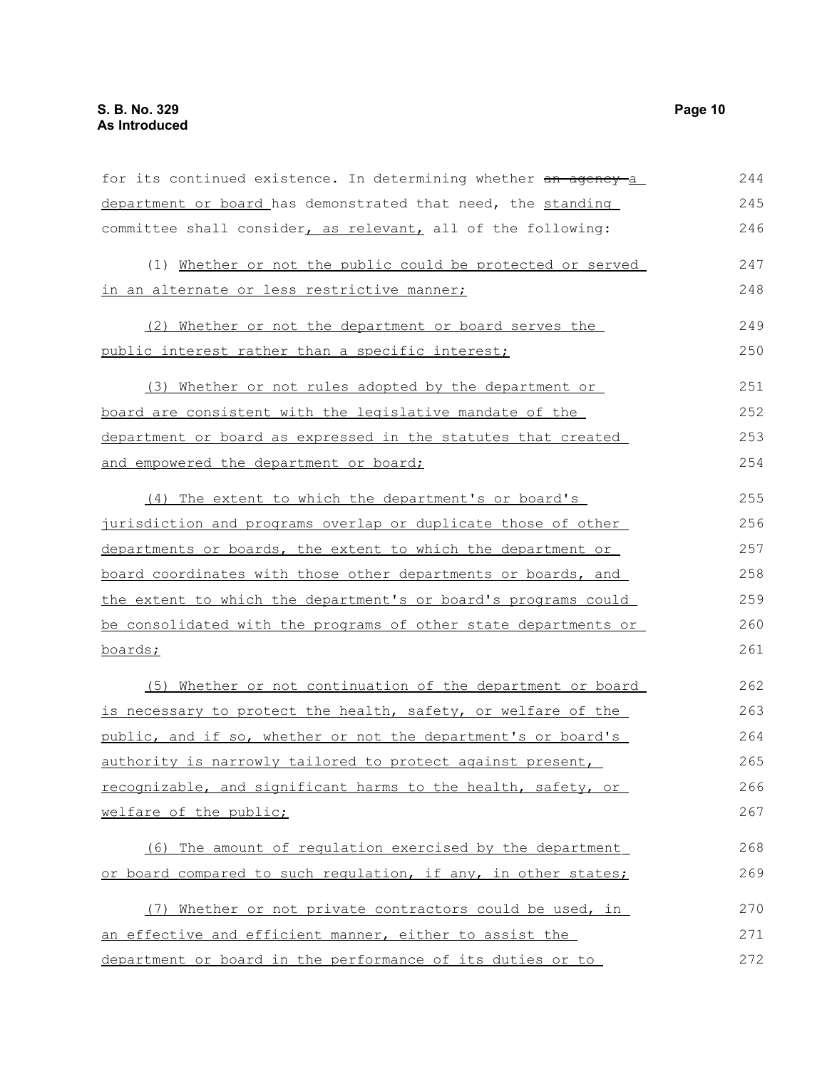for its continued existence. In determining whether ~~an agency~~ a department or board has demonstrated that need, the standing committee shall consider, as relevant, all of the following:

(1) Whether or not the public could be protected or served in an alternate or less restrictive manner;

(2) Whether or not the department or board serves the public interest rather than a specific interest;

(3) Whether or not rules adopted by the department or board are consistent with the legislative mandate of the department or board as expressed in the statutes that created and empowered the department or board;

(4) The extent to which the department's or board's jurisdiction and programs overlap or duplicate those of other departments or boards, the extent to which the department or board coordinates with those other departments or boards, and the extent to which the department's or board's programs could be consolidated with the programs of other state departments or boards;

(5) Whether or not continuation of the department or board is necessary to protect the health, safety, or welfare of the public, and if so, whether or not the department's or board's authority is narrowly tailored to protect against present, recognizable, and significant harms to the health, safety, or welfare of the public;

(6) The amount of regulation exercised by the department or board compared to such regulation, if any, in other states;

(7) Whether or not private contractors could be used, in an effective and efficient manner, either to assist the department or board in the performance of its duties or to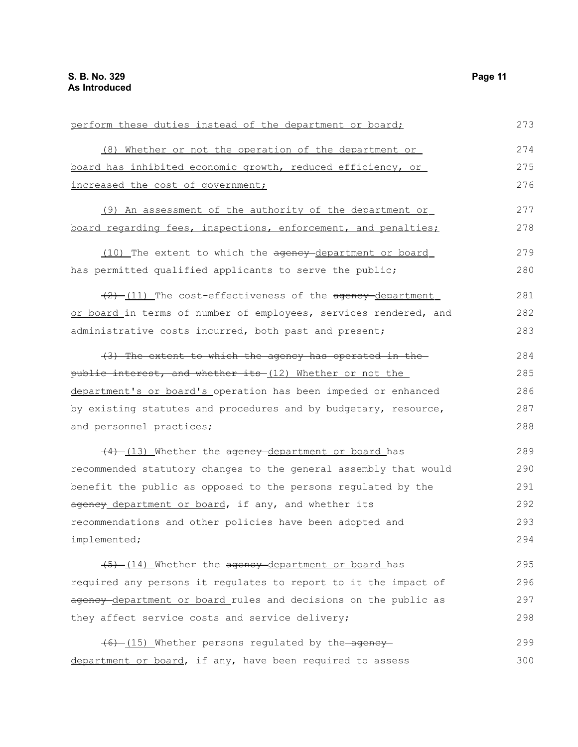perform these duties instead of the department or board;

(8) Whether or not the operation of the department or board has inhibited economic growth, reduced efficiency, or increased the cost of government;

(9) An assessment of the authority of the department or board regarding fees, inspections, enforcement, and penalties;

(10) The extent to which the ~~agency~~ department or board has permitted qualified applicants to serve the public;

~~(2)~~ (11) The cost-effectiveness of the ~~agency~~ department or board in terms of number of employees, services rendered, and administrative costs incurred, both past and present;

~~(3) The extent to which the agency has operated in the public interest, and whether its~~ (12) Whether or not the department's or board's operation has been impeded or enhanced by existing statutes and procedures and by budgetary, resource, and personnel practices;

~~(4)~~ (13) Whether the ~~agency~~ department or board has recommended statutory changes to the general assembly that would benefit the public as opposed to the persons regulated by the ~~agency~~ department or board, if any, and whether its recommendations and other policies have been adopted and implemented;

~~(5)~~ (14) Whether the ~~agency~~ department or board has required any persons it regulates to report to it the impact of ~~agency~~ department or board rules and decisions on the public as they affect service costs and service delivery;

~~(6)~~ (15) Whether persons regulated by the ~~agency~~ department or board, if any, have been required to assess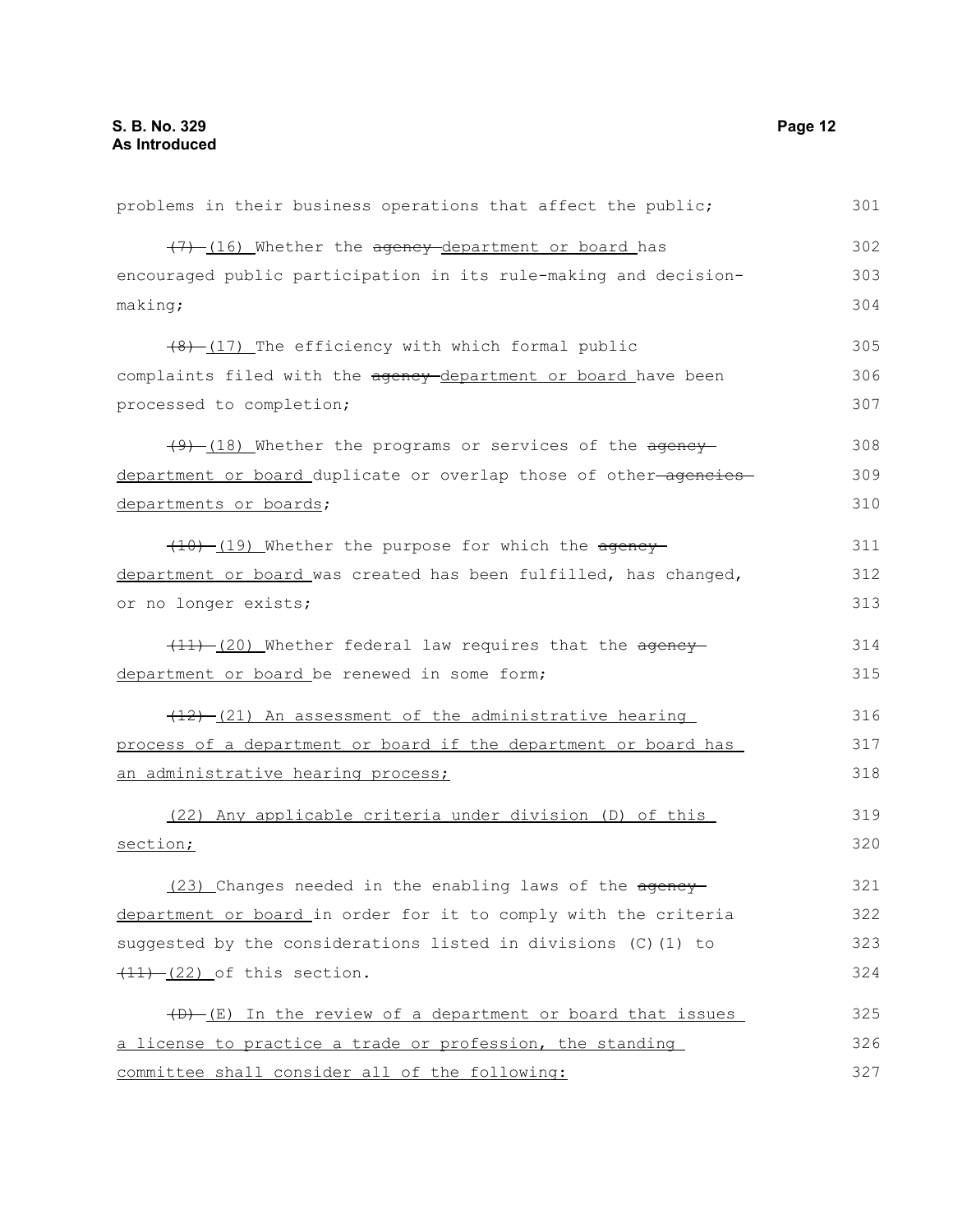problems in their business operations that affect the public;

~~(7)~~ (16) Whether the ~~agency~~ department or board has encouraged public participation in its rule-making and decision-making;

~~(8)~~ (17) The efficiency with which formal public complaints filed with the ~~agency~~ department or board have been processed to completion;

~~(9)~~ (18) Whether the programs or services of the ~~agency~~ department or board duplicate or overlap those of other ~~agencies~~ departments or boards;

~~(10)~~ (19) Whether the purpose for which the ~~agency~~ department or board was created has been fulfilled, has changed, or no longer exists;

~~(11)~~ (20) Whether federal law requires that the ~~agency~~ department or board be renewed in some form;

~~(12)~~ (21) An assessment of the administrative hearing process of a department or board if the department or board has an administrative hearing process;

(22) Any applicable criteria under division (D) of this section;

(23) Changes needed in the enabling laws of the ~~agency~~ department or board in order for it to comply with the criteria suggested by the considerations listed in divisions (C)(1) to ~~(11)~~ (22) of this section.

~~(D)~~ (E) In the review of a department or board that issues a license to practice a trade or profession, the standing committee shall consider all of the following: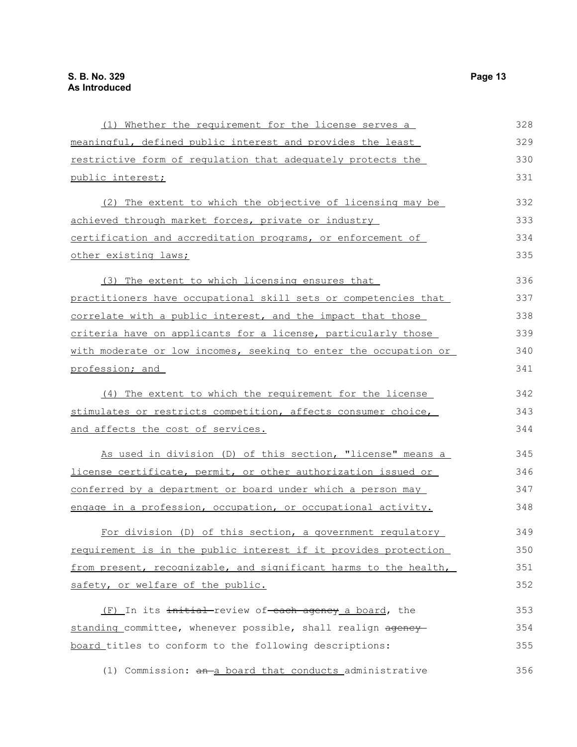(1) Whether the requirement for the license serves a meaningful, defined public interest and provides the least restrictive form of regulation that adequately protects the public interest;

(2) The extent to which the objective of licensing may be achieved through market forces, private or industry certification and accreditation programs, or enforcement of other existing laws;

(3) The extent to which licensing ensures that practitioners have occupational skill sets or competencies that correlate with a public interest, and the impact that those criteria have on applicants for a license, particularly those with moderate or low incomes, seeking to enter the occupation or profession; and

(4) The extent to which the requirement for the license stimulates or restricts competition, affects consumer choice, and affects the cost of services.

As used in division (D) of this section, "license" means a license certificate, permit, or other authorization issued or conferred by a department or board under which a person may engage in a profession, occupation, or occupational activity.

For division (D) of this section, a government regulatory requirement is in the public interest if it provides protection from present, recognizable, and significant harms to the health, safety, or welfare of the public.

(F) In its ~~initial~~ review of ~~each agency~~ a board, the standing committee, whenever possible, shall realign ~~agency~~ board titles to conform to the following descriptions:

(1) Commission: ~~an~~ a board that conducts administrative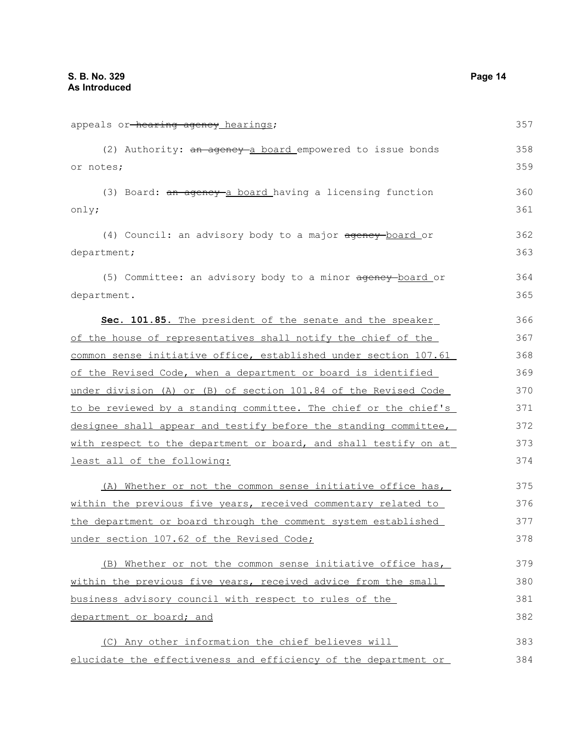appeals or ~~hearing agency~~ hearings;

(2) Authority: ~~an agency~~ a board empowered to issue bonds or notes;

(3) Board: ~~an agency~~ a board having a licensing function only;

(4) Council: an advisory body to a major ~~agency~~ board or department;

(5) Committee: an advisory body to a minor ~~agency~~ board or department.

**Sec. 101.85.** The president of the senate and the speaker of the house of representatives shall notify the chief of the common sense initiative office, established under section 107.61 of the Revised Code, when a department or board is identified under division (A) or (B) of section 101.84 of the Revised Code to be reviewed by a standing committee. The chief or the chief's designee shall appear and testify before the standing committee, with respect to the department or board, and shall testify on at least all of the following:

(A) Whether or not the common sense initiative office has, within the previous five years, received commentary related to the department or board through the comment system established under section 107.62 of the Revised Code;

(B) Whether or not the common sense initiative office has, within the previous five years, received advice from the small business advisory council with respect to rules of the department or board; and

(C) Any other information the chief believes will elucidate the effectiveness and efficiency of the department or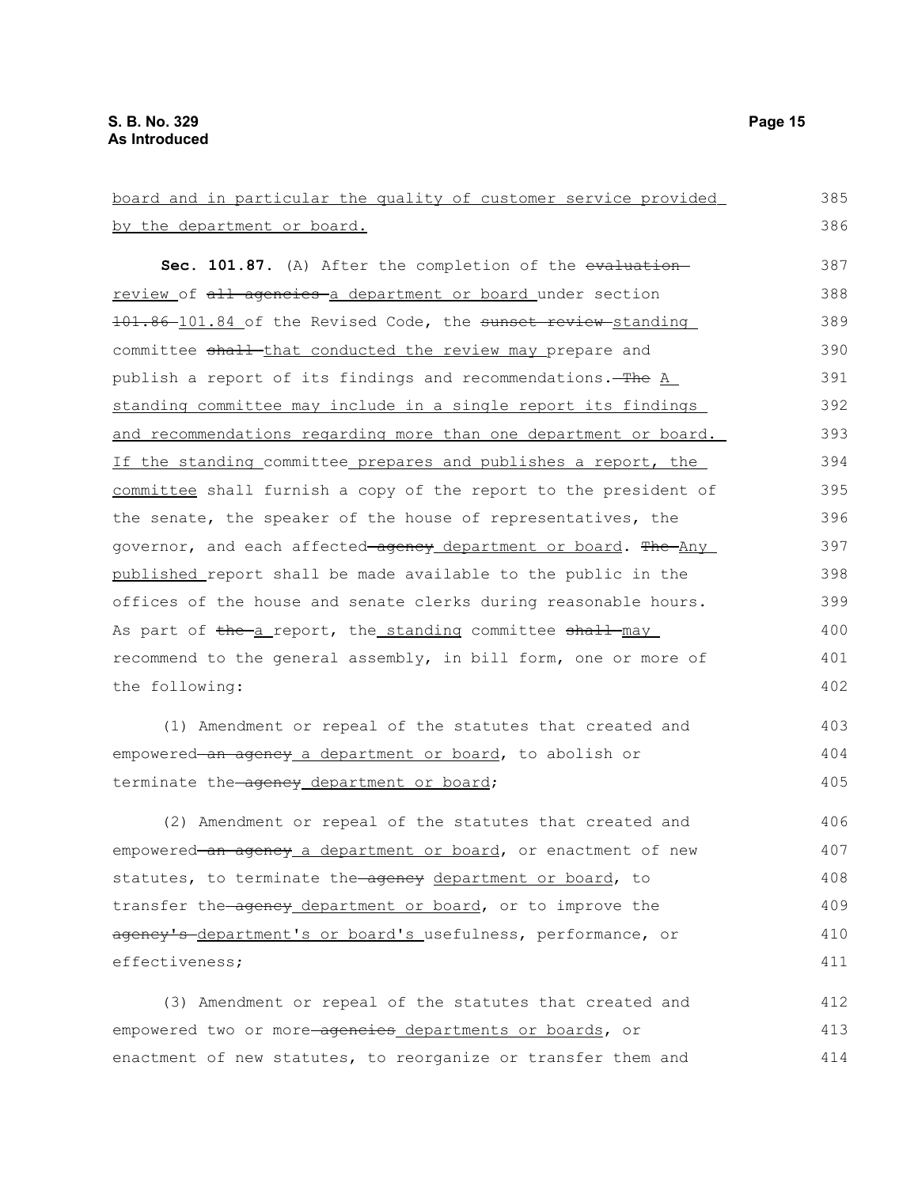<u>board and in particular the quality of customer service provided by the department or board.</u>

**Sec. 101.87.** (A) After the completion of the ~~evaluation~~ <u>review</u> of ~~all agencies~~ <u>a department or board</u> under section ~~101.86~~ <u>101.84</u> of the Revised Code, the ~~sunset review~~ <u>standing</u> committee ~~shall~~ <u>that conducted the review may</u> prepare and publish a report of its findings and recommendations. ~~The~~ <u>A standing committee may include in a single report its findings and recommendations regarding more than one department or board. If the standing</u> committee <u>prepares and publishes a report, the committee</u> shall furnish a copy of the report to the president of the senate, the speaker of the house of representatives, the governor, and each affected ~~agency~~ <u>department or board</u>. ~~The~~ <u>Any published</u> report shall be made available to the public in the offices of the house and senate clerks during reasonable hours. As part of ~~the~~ <u>a</u> report, the <u>standing</u> committee ~~shall~~ <u>may</u> recommend to the general assembly, in bill form, one or more of the following:

(1) Amendment or repeal of the statutes that created and empowered ~~an agency~~ <u>a department or board</u>, to abolish or terminate the ~~agency~~ <u>department or board</u>;

(2) Amendment or repeal of the statutes that created and empowered ~~an agency~~ <u>a department or board</u>, or enactment of new statutes, to terminate the ~~agency~~ <u>department or board</u>, to transfer the ~~agency~~ <u>department or board</u>, or to improve the ~~agency's~~ <u>department's or board's</u> usefulness, performance, or effectiveness;

(3) Amendment or repeal of the statutes that created and empowered two or more ~~agencies~~ <u>departments or boards</u>, or enactment of new statutes, to reorganize or transfer them and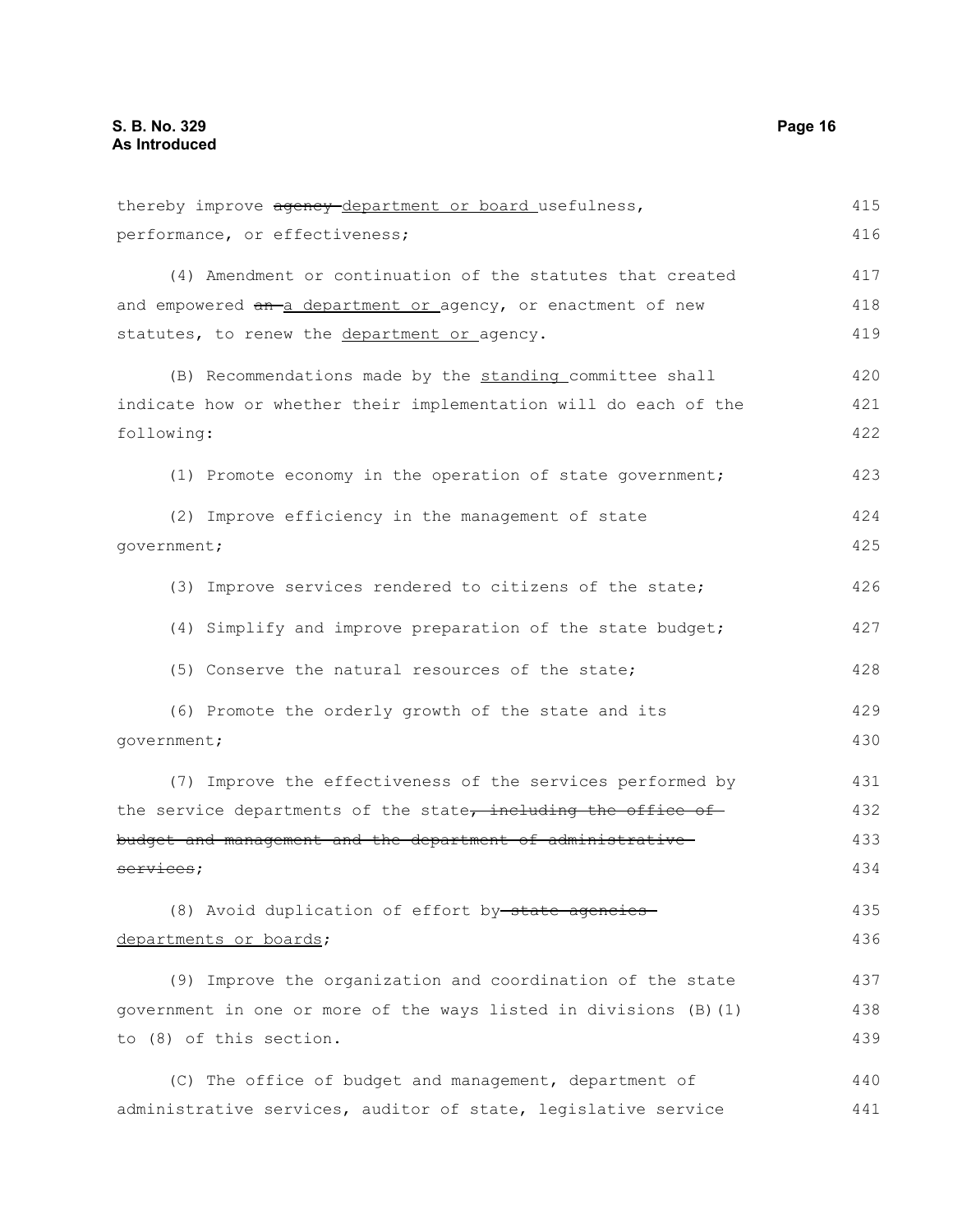thereby improve ~~agency~~ <u>department or board</u> usefulness, performance, or effectiveness;

(4) Amendment or continuation of the statutes that created and empowered ~~an~~ <u>a department or</u> agency, or enactment of new statutes, to renew the <u>department or</u> agency.

(B) Recommendations made by the <u>standing</u> committee shall indicate how or whether their implementation will do each of the following:

(1) Promote economy in the operation of state government;

(2) Improve efficiency in the management of state government;

(3) Improve services rendered to citizens of the state;

(4) Simplify and improve preparation of the state budget;

(5) Conserve the natural resources of the state;

(6) Promote the orderly growth of the state and its government;

(7) Improve the effectiveness of the services performed by the service departments of the state~~, including the office of budget and management and the department of administrative services~~;

(8) Avoid duplication of effort by ~~state agencies~~ <u>departments or boards</u>;

(9) Improve the organization and coordination of the state government in one or more of the ways listed in divisions (B)(1) to (8) of this section.

(C) The office of budget and management, department of administrative services, auditor of state, legislative service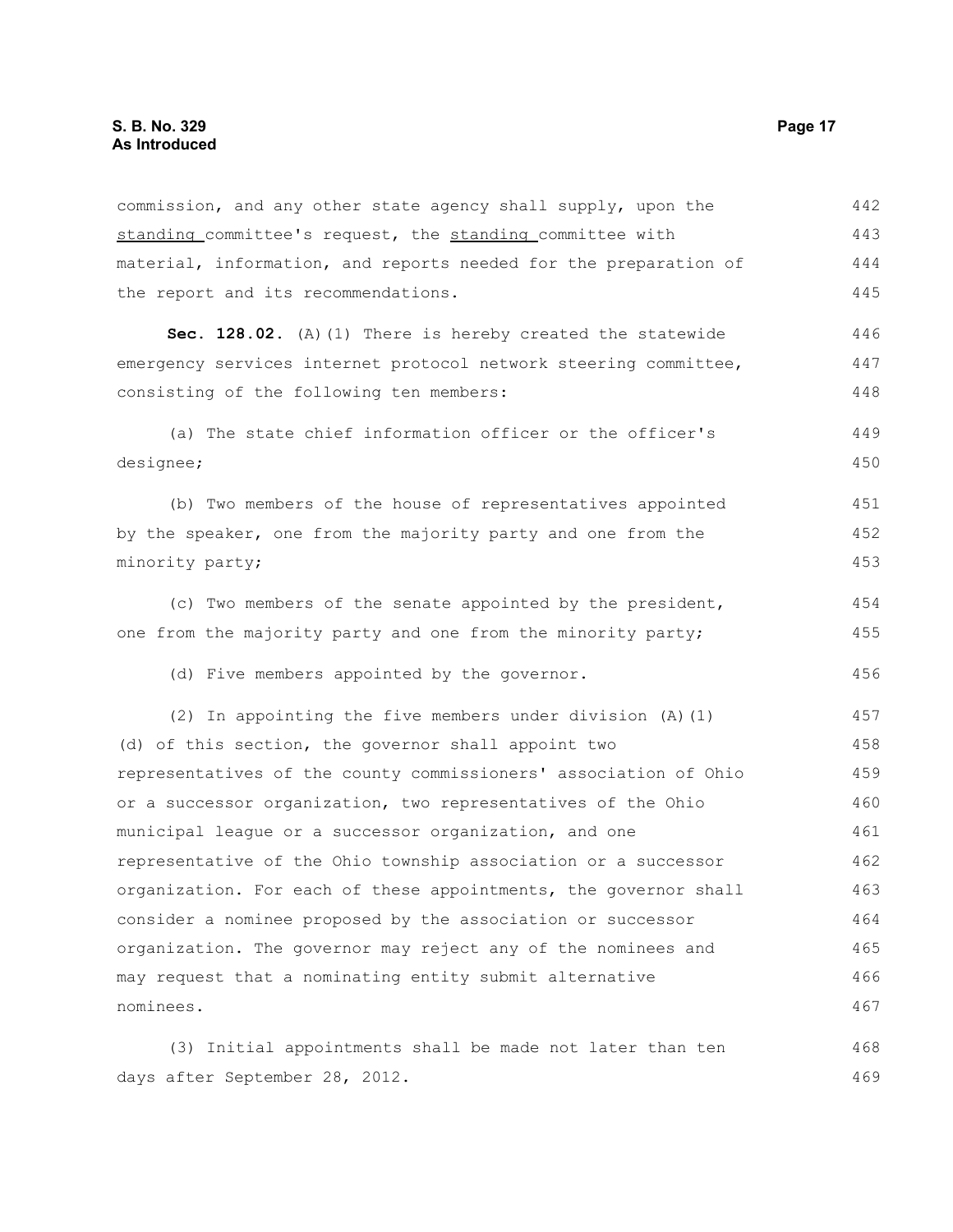commission, and any other state agency shall supply, upon the <u>standing</u> committee's request, the <u>standing</u> committee with material, information, and reports needed for the preparation of the report and its recommendations.

**Sec. 128.02.** (A)(1) There is hereby created the statewide emergency services internet protocol network steering committee, consisting of the following ten members:

(a) The state chief information officer or the officer's designee;

(b) Two members of the house of representatives appointed by the speaker, one from the majority party and one from the minority party;

(c) Two members of the senate appointed by the president, one from the majority party and one from the minority party;

(d) Five members appointed by the governor.

(2) In appointing the five members under division (A)(1)(d) of this section, the governor shall appoint two representatives of the county commissioners' association of Ohio or a successor organization, two representatives of the Ohio municipal league or a successor organization, and one representative of the Ohio township association or a successor organization. For each of these appointments, the governor shall consider a nominee proposed by the association or successor organization. The governor may reject any of the nominees and may request that a nominating entity submit alternative nominees.

(3) Initial appointments shall be made not later than ten days after September 28, 2012.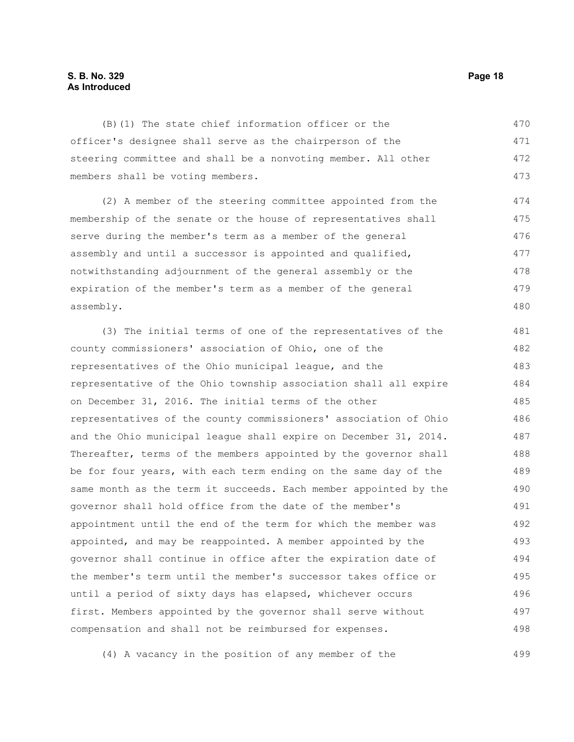(B)(1) The state chief information officer or the officer's designee shall serve as the chairperson of the steering committee and shall be a nonvoting member. All other members shall be voting members.

(2) A member of the steering committee appointed from the membership of the senate or the house of representatives shall serve during the member's term as a member of the general assembly and until a successor is appointed and qualified, notwithstanding adjournment of the general assembly or the expiration of the member's term as a member of the general assembly.

(3) The initial terms of one of the representatives of the county commissioners' association of Ohio, one of the representatives of the Ohio municipal league, and the representative of the Ohio township association shall all expire on December 31, 2016. The initial terms of the other representatives of the county commissioners' association of Ohio and the Ohio municipal league shall expire on December 31, 2014. Thereafter, terms of the members appointed by the governor shall be for four years, with each term ending on the same day of the same month as the term it succeeds. Each member appointed by the governor shall hold office from the date of the member's appointment until the end of the term for which the member was appointed, and may be reappointed. A member appointed by the governor shall continue in office after the expiration date of the member's term until the member's successor takes office or until a period of sixty days has elapsed, whichever occurs first. Members appointed by the governor shall serve without compensation and shall not be reimbursed for expenses.

(4) A vacancy in the position of any member of the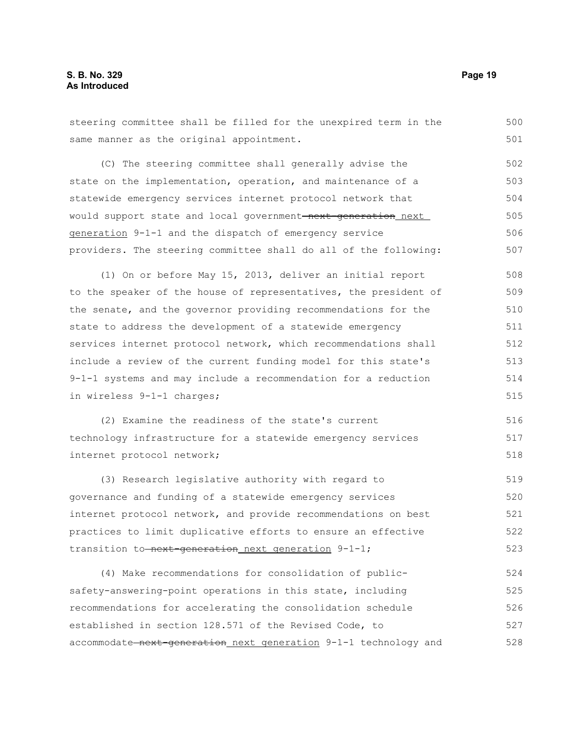steering committee shall be filled for the unexpired term in the same manner as the original appointment.

(C) The steering committee shall generally advise the state on the implementation, operation, and maintenance of a statewide emergency services internet protocol network that would support state and local government ~~next-generation~~ next generation 9-1-1 and the dispatch of emergency service providers. The steering committee shall do all of the following:

(1) On or before May 15, 2013, deliver an initial report to the speaker of the house of representatives, the president of the senate, and the governor providing recommendations for the state to address the development of a statewide emergency services internet protocol network, which recommendations shall include a review of the current funding model for this state's 9-1-1 systems and may include a recommendation for a reduction in wireless 9-1-1 charges;

(2) Examine the readiness of the state's current technology infrastructure for a statewide emergency services internet protocol network;

(3) Research legislative authority with regard to governance and funding of a statewide emergency services internet protocol network, and provide recommendations on best practices to limit duplicative efforts to ensure an effective transition to ~~next-generation~~ next generation 9-1-1;

(4) Make recommendations for consolidation of public-safety-answering-point operations in this state, including recommendations for accelerating the consolidation schedule established in section 128.571 of the Revised Code, to accommodate ~~next-generation~~ next generation 9-1-1 technology and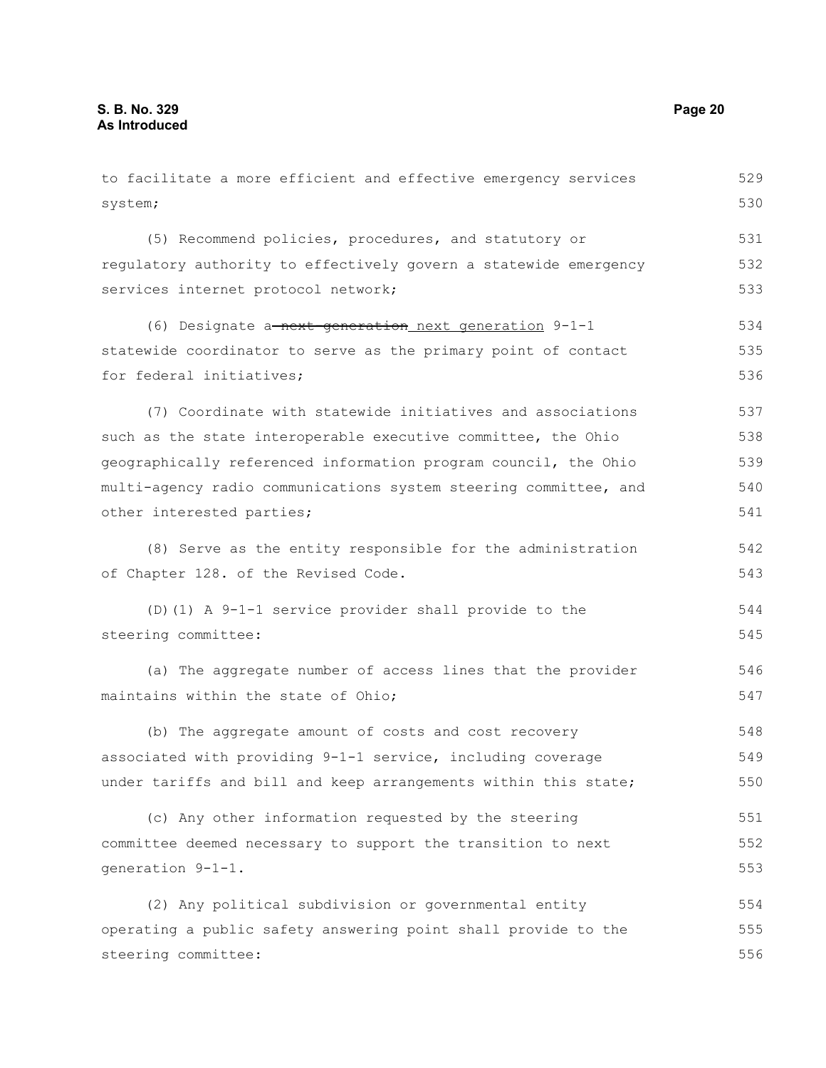to facilitate a more efficient and effective emergency services system;

(5) Recommend policies, procedures, and statutory or regulatory authority to effectively govern a statewide emergency services internet protocol network;

(6) Designate a ~~next-generation~~ next generation 9-1-1 statewide coordinator to serve as the primary point of contact for federal initiatives;

(7) Coordinate with statewide initiatives and associations such as the state interoperable executive committee, the Ohio geographically referenced information program council, the Ohio multi-agency radio communications system steering committee, and other interested parties;

(8) Serve as the entity responsible for the administration of Chapter 128. of the Revised Code.

(D)(1) A 9-1-1 service provider shall provide to the steering committee:

(a) The aggregate number of access lines that the provider maintains within the state of Ohio;

(b) The aggregate amount of costs and cost recovery associated with providing 9-1-1 service, including coverage under tariffs and bill and keep arrangements within this state;

(c) Any other information requested by the steering committee deemed necessary to support the transition to next generation 9-1-1.

(2) Any political subdivision or governmental entity operating a public safety answering point shall provide to the steering committee: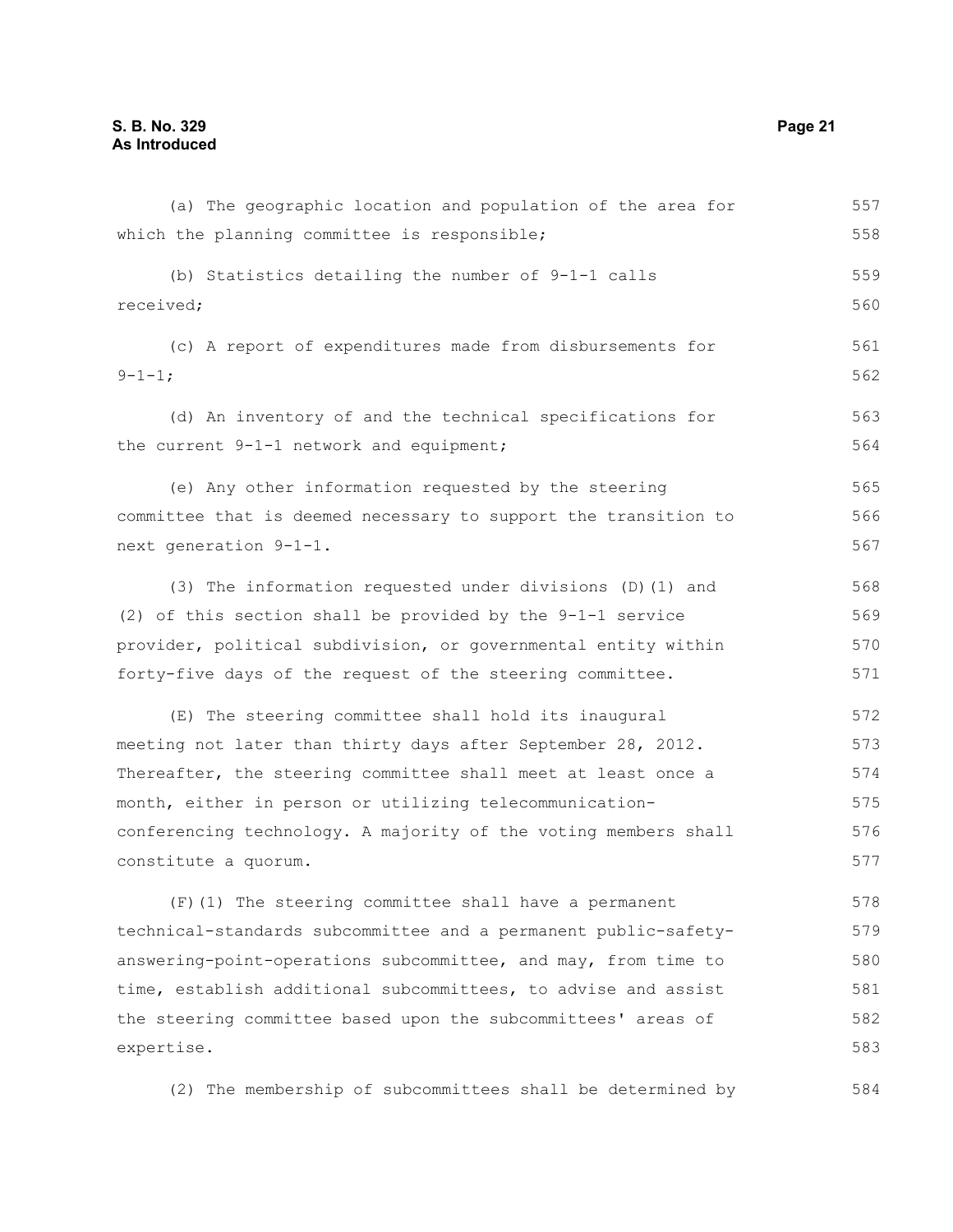(a) The geographic location and population of the area for which the planning committee is responsible;

(b) Statistics detailing the number of 9-1-1 calls received;

(c) A report of expenditures made from disbursements for 9-1-1;

(d) An inventory of and the technical specifications for the current 9-1-1 network and equipment;

(e) Any other information requested by the steering committee that is deemed necessary to support the transition to next generation 9-1-1.

(3) The information requested under divisions (D)(1) and (2) of this section shall be provided by the 9-1-1 service provider, political subdivision, or governmental entity within forty-five days of the request of the steering committee.

(E) The steering committee shall hold its inaugural meeting not later than thirty days after September 28, 2012. Thereafter, the steering committee shall meet at least once a month, either in person or utilizing telecommunication-conferencing technology. A majority of the voting members shall constitute a quorum.

(F)(1) The steering committee shall have a permanent technical-standards subcommittee and a permanent public-safety-answering-point-operations subcommittee, and may, from time to time, establish additional subcommittees, to advise and assist the steering committee based upon the subcommittees' areas of expertise.

(2) The membership of subcommittees shall be determined by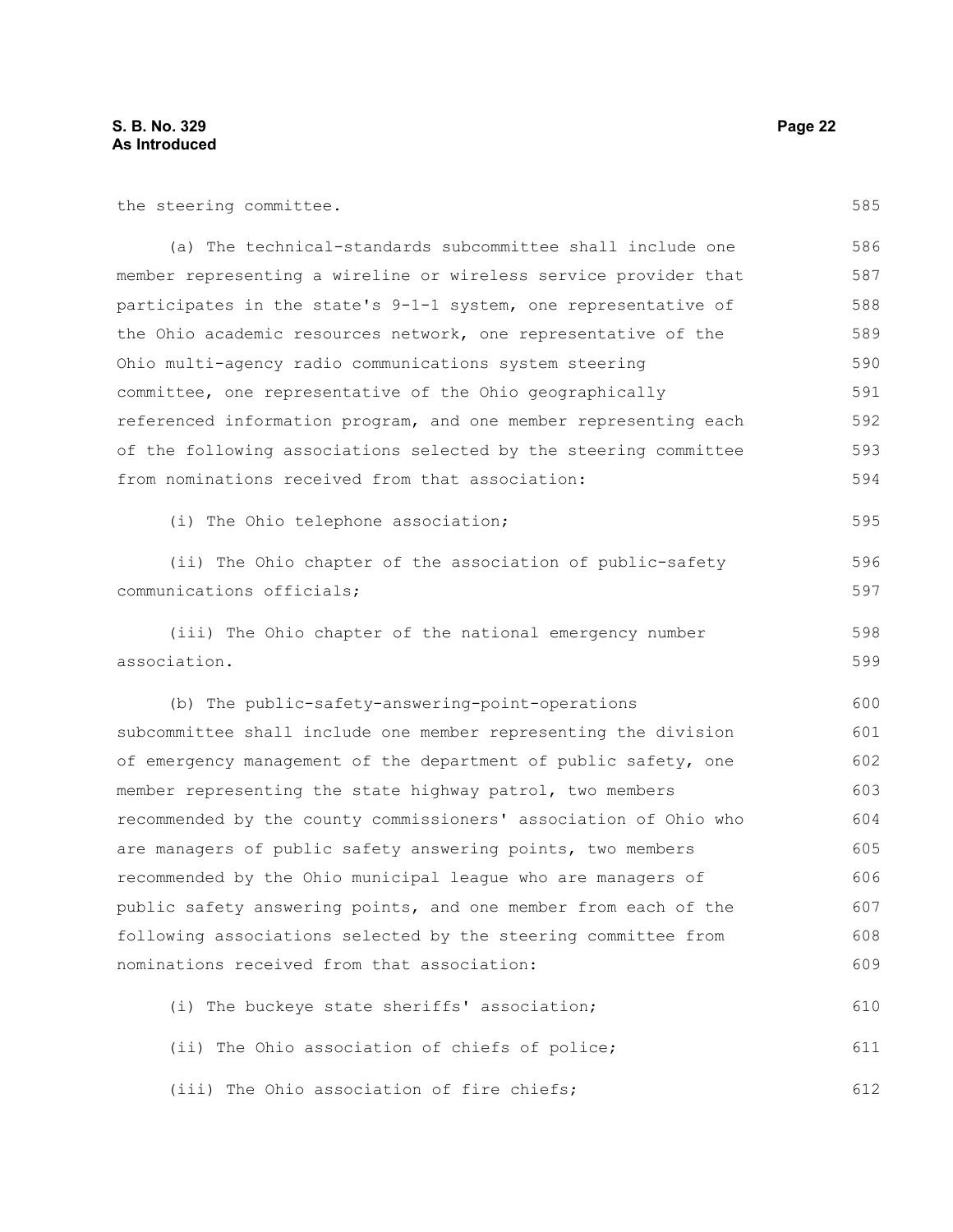the steering committee.

(a) The technical-standards subcommittee shall include one member representing a wireline or wireless service provider that participates in the state's 9-1-1 system, one representative of the Ohio academic resources network, one representative of the Ohio multi-agency radio communications system steering committee, one representative of the Ohio geographically referenced information program, and one member representing each of the following associations selected by the steering committee from nominations received from that association:

(i) The Ohio telephone association;

(ii) The Ohio chapter of the association of public-safety communications officials;

(iii) The Ohio chapter of the national emergency number association.

(b) The public-safety-answering-point-operations subcommittee shall include one member representing the division of emergency management of the department of public safety, one member representing the state highway patrol, two members recommended by the county commissioners' association of Ohio who are managers of public safety answering points, two members recommended by the Ohio municipal league who are managers of public safety answering points, and one member from each of the following associations selected by the steering committee from nominations received from that association:

(i) The buckeye state sheriffs' association;

(ii) The Ohio association of chiefs of police;

(iii) The Ohio association of fire chiefs;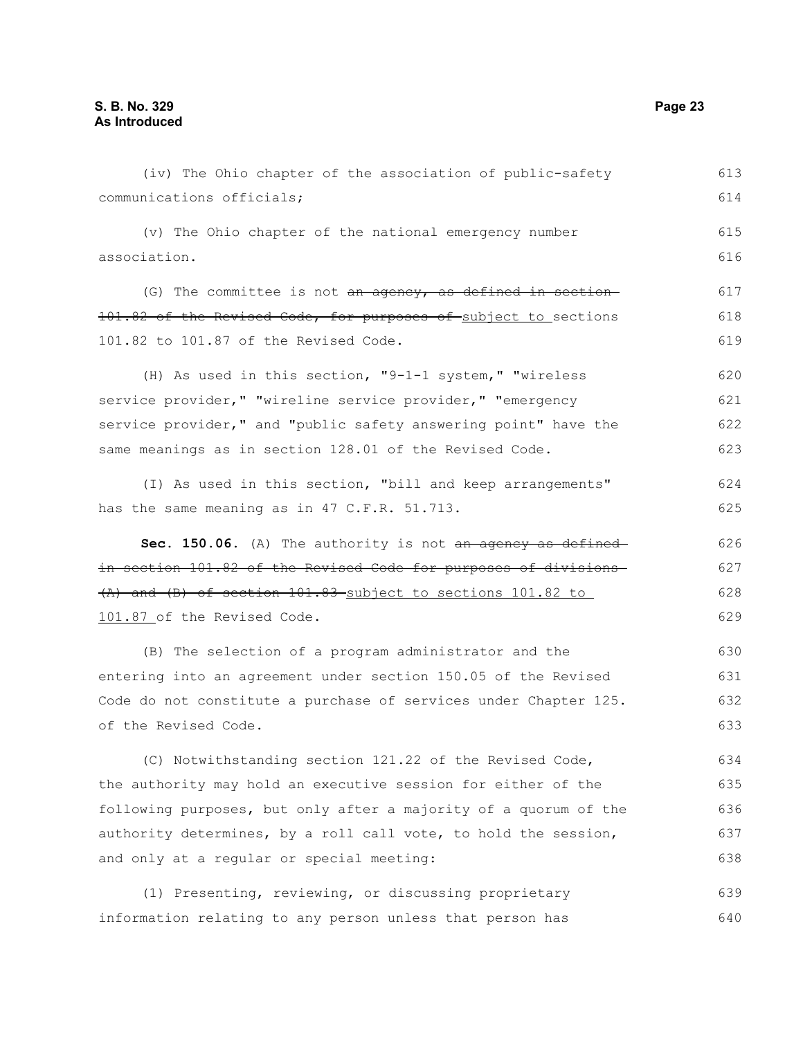(iv) The Ohio chapter of the association of public-safety communications officials;

(v) The Ohio chapter of the national emergency number association.

(G) The committee is not ~~an agency, as defined in section 101.82 of the Revised Code, for purposes of~~ subject to sections 101.82 to 101.87 of the Revised Code.

(H) As used in this section, "9-1-1 system," "wireless service provider," "wireline service provider," "emergency service provider," and "public safety answering point" have the same meanings as in section 128.01 of the Revised Code.

(I) As used in this section, "bill and keep arrangements" has the same meaning as in 47 C.F.R. 51.713.

**Sec. 150.06.** (A) The authority is not ~~an agency as defined in section 101.82 of the Revised Code for purposes of divisions (A) and (B) of section 101.83~~ subject to sections 101.82 to 101.87 of the Revised Code.

(B) The selection of a program administrator and the entering into an agreement under section 150.05 of the Revised Code do not constitute a purchase of services under Chapter 125. of the Revised Code.

(C) Notwithstanding section 121.22 of the Revised Code, the authority may hold an executive session for either of the following purposes, but only after a majority of a quorum of the authority determines, by a roll call vote, to hold the session, and only at a regular or special meeting:

(1) Presenting, reviewing, or discussing proprietary information relating to any person unless that person has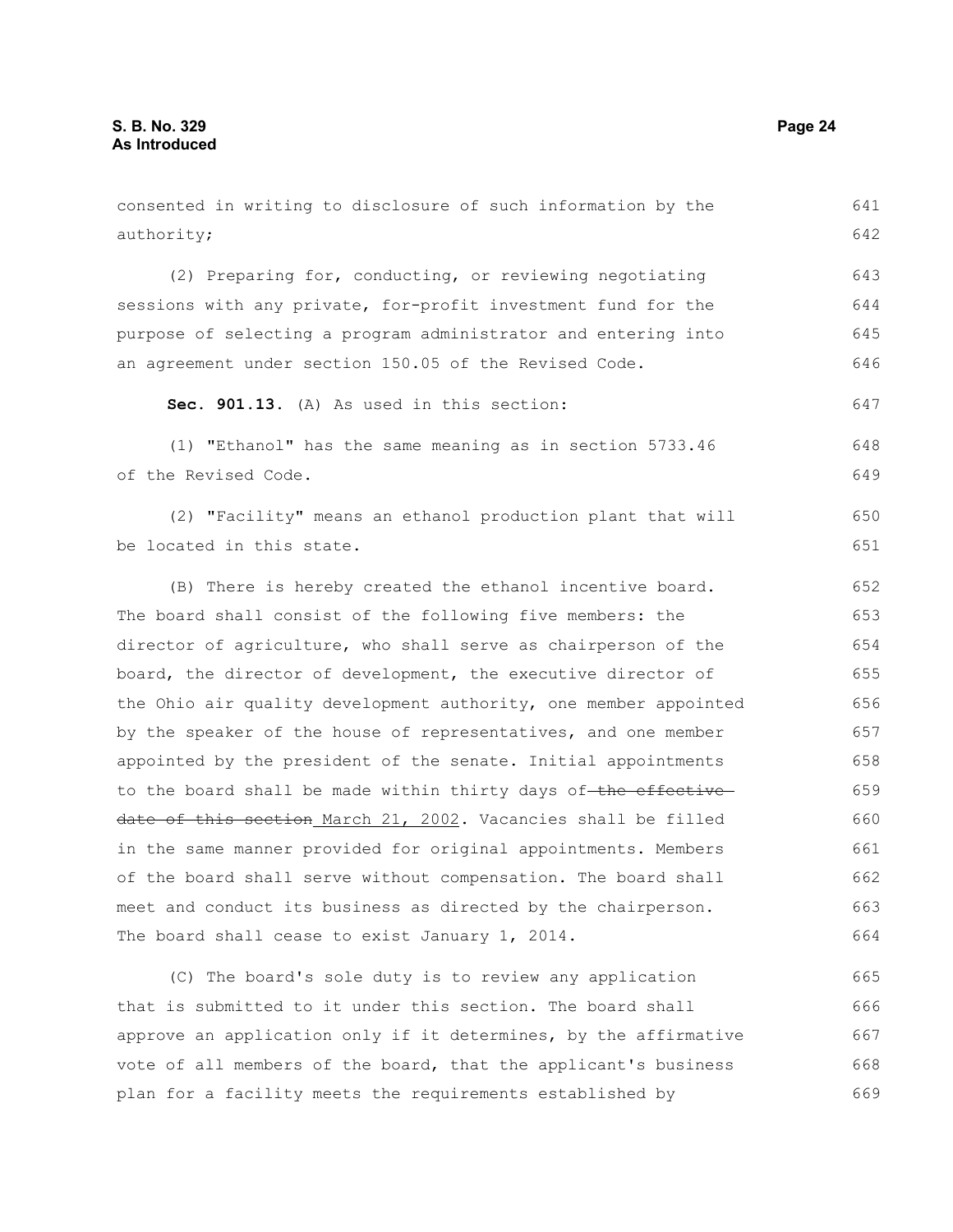consented in writing to disclosure of such information by the authority;

(2) Preparing for, conducting, or reviewing negotiating sessions with any private, for-profit investment fund for the purpose of selecting a program administrator and entering into an agreement under section 150.05 of the Revised Code.

**Sec. 901.13.** (A) As used in this section:

(1) "Ethanol" has the same meaning as in section 5733.46 of the Revised Code.

(2) "Facility" means an ethanol production plant that will be located in this state.

(B) There is hereby created the ethanol incentive board. The board shall consist of the following five members: the director of agriculture, who shall serve as chairperson of the board, the director of development, the executive director of the Ohio air quality development authority, one member appointed by the speaker of the house of representatives, and one member appointed by the president of the senate. Initial appointments to the board shall be made within thirty days of ~~the effective date of this section~~ March 21, 2002. Vacancies shall be filled in the same manner provided for original appointments. Members of the board shall serve without compensation. The board shall meet and conduct its business as directed by the chairperson. The board shall cease to exist January 1, 2014.

(C) The board's sole duty is to review any application that is submitted to it under this section. The board shall approve an application only if it determines, by the affirmative vote of all members of the board, that the applicant's business plan for a facility meets the requirements established by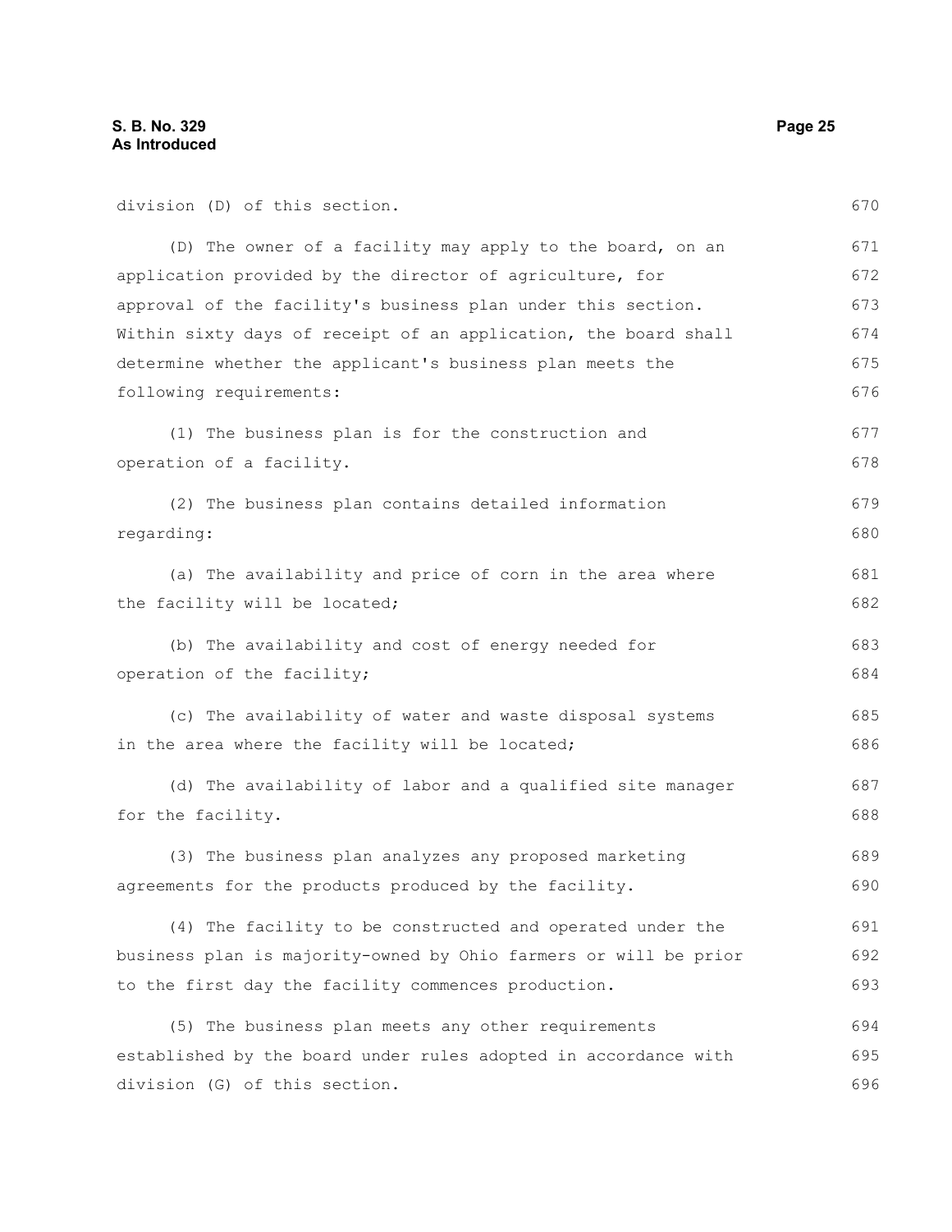division (D) of this section.

(D) The owner of a facility may apply to the board, on an application provided by the director of agriculture, for approval of the facility's business plan under this section. Within sixty days of receipt of an application, the board shall determine whether the applicant's business plan meets the following requirements:

(1) The business plan is for the construction and operation of a facility.

(2) The business plan contains detailed information regarding:

(a) The availability and price of corn in the area where the facility will be located;

(b) The availability and cost of energy needed for operation of the facility;

(c) The availability of water and waste disposal systems in the area where the facility will be located;

(d) The availability of labor and a qualified site manager for the facility.

(3) The business plan analyzes any proposed marketing agreements for the products produced by the facility.

(4) The facility to be constructed and operated under the business plan is majority-owned by Ohio farmers or will be prior to the first day the facility commences production.

(5) The business plan meets any other requirements established by the board under rules adopted in accordance with division (G) of this section.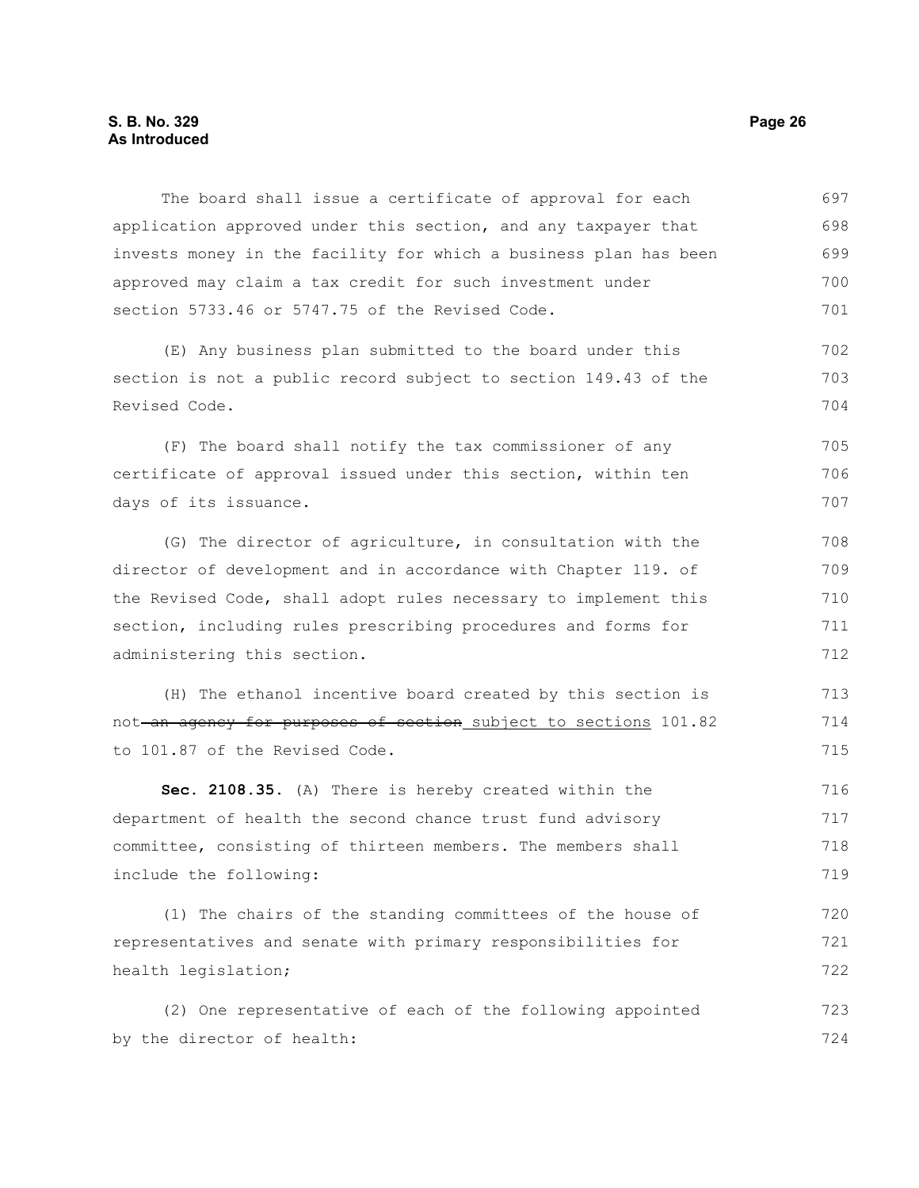The board shall issue a certificate of approval for each application approved under this section, and any taxpayer that invests money in the facility for which a business plan has been approved may claim a tax credit for such investment under section 5733.46 or 5747.75 of the Revised Code.

(E) Any business plan submitted to the board under this section is not a public record subject to section 149.43 of the Revised Code.

(F) The board shall notify the tax commissioner of any certificate of approval issued under this section, within ten days of its issuance.

(G) The director of agriculture, in consultation with the director of development and in accordance with Chapter 119. of the Revised Code, shall adopt rules necessary to implement this section, including rules prescribing procedures and forms for administering this section.

(H) The ethanol incentive board created by this section is not ~~an agency for purposes of section~~ <u>subject to sections</u> 101.82 to 101.87 of the Revised Code.

**Sec. 2108.35.** (A) There is hereby created within the department of health the second chance trust fund advisory committee, consisting of thirteen members. The members shall include the following:

(1) The chairs of the standing committees of the house of representatives and senate with primary responsibilities for health legislation;

(2) One representative of each of the following appointed by the director of health: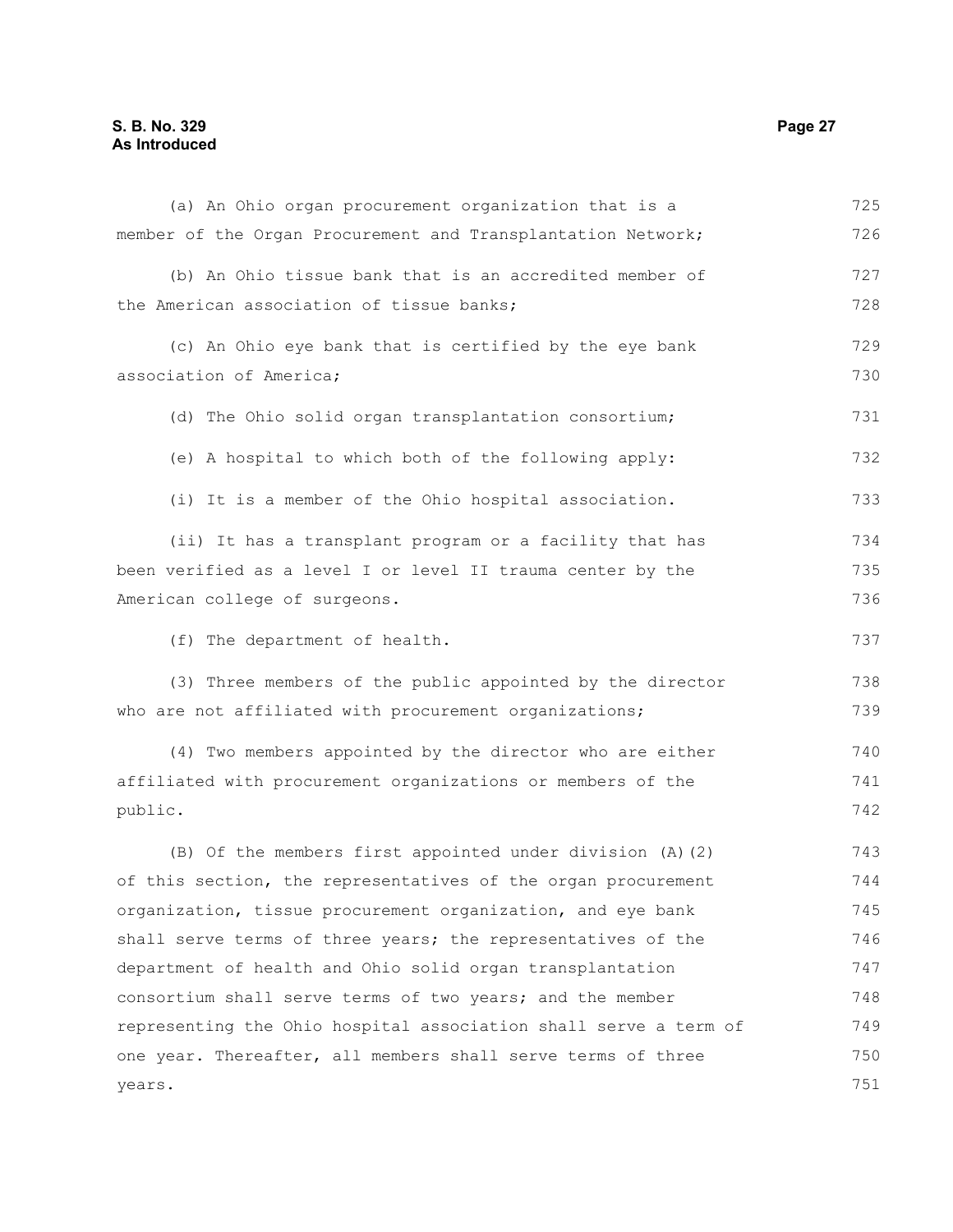(a) An Ohio organ procurement organization that is a member of the Organ Procurement and Transplantation Network;

(b) An Ohio tissue bank that is an accredited member of the American association of tissue banks;

(c) An Ohio eye bank that is certified by the eye bank association of America;

(d) The Ohio solid organ transplantation consortium;

(e) A hospital to which both of the following apply:

(i) It is a member of the Ohio hospital association.

(ii) It has a transplant program or a facility that has been verified as a level I or level II trauma center by the American college of surgeons.

(f) The department of health.

(3) Three members of the public appointed by the director who are not affiliated with procurement organizations;

(4) Two members appointed by the director who are either affiliated with procurement organizations or members of the public.

(B) Of the members first appointed under division (A)(2) of this section, the representatives of the organ procurement organization, tissue procurement organization, and eye bank shall serve terms of three years; the representatives of the department of health and Ohio solid organ transplantation consortium shall serve terms of two years; and the member representing the Ohio hospital association shall serve a term of one year. Thereafter, all members shall serve terms of three years.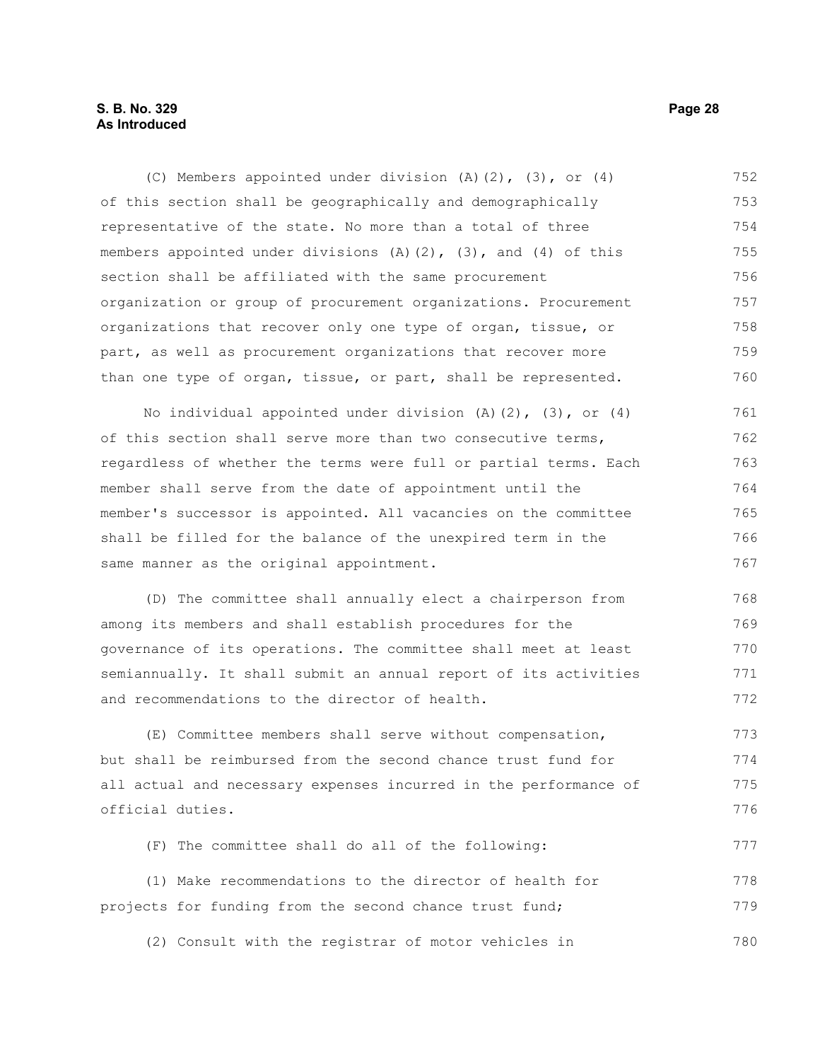(C) Members appointed under division (A)(2), (3), or (4) of this section shall be geographically and demographically representative of the state. No more than a total of three members appointed under divisions (A)(2), (3), and (4) of this section shall be affiliated with the same procurement organization or group of procurement organizations. Procurement organizations that recover only one type of organ, tissue, or part, as well as procurement organizations that recover more than one type of organ, tissue, or part, shall be represented.

No individual appointed under division (A)(2), (3), or (4) of this section shall serve more than two consecutive terms, regardless of whether the terms were full or partial terms. Each member shall serve from the date of appointment until the member's successor is appointed. All vacancies on the committee shall be filled for the balance of the unexpired term in the same manner as the original appointment.

(D) The committee shall annually elect a chairperson from among its members and shall establish procedures for the governance of its operations. The committee shall meet at least semiannually. It shall submit an annual report of its activities and recommendations to the director of health.

(E) Committee members shall serve without compensation, but shall be reimbursed from the second chance trust fund for all actual and necessary expenses incurred in the performance of official duties.

(F) The committee shall do all of the following:

(1) Make recommendations to the director of health for projects for funding from the second chance trust fund;

(2) Consult with the registrar of motor vehicles in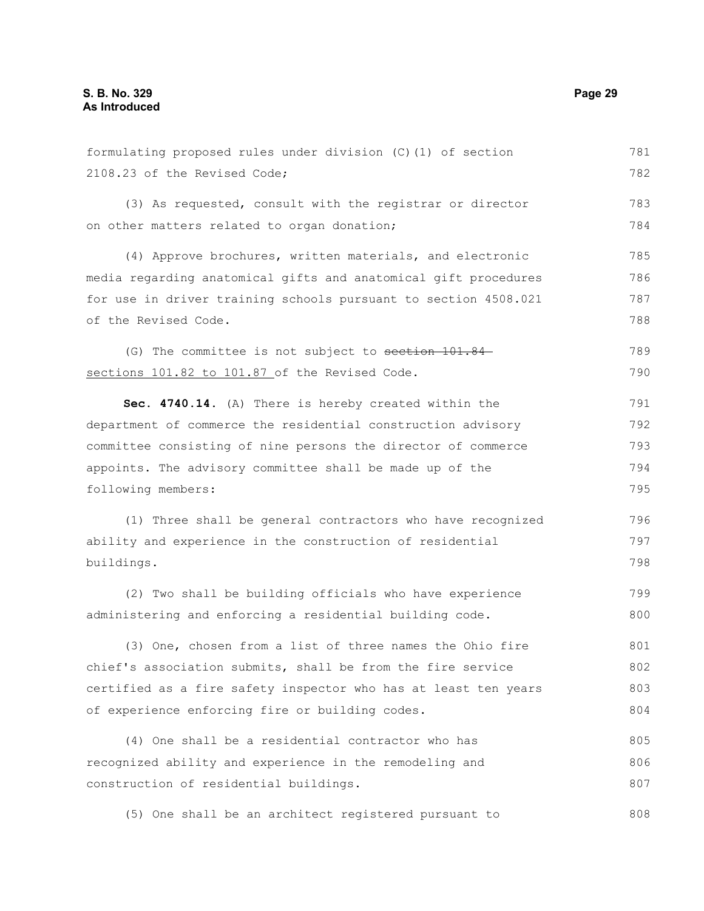formulating proposed rules under division (C)(1) of section 2108.23 of the Revised Code;

(3) As requested, consult with the registrar or director on other matters related to organ donation;

(4) Approve brochures, written materials, and electronic media regarding anatomical gifts and anatomical gift procedures for use in driver training schools pursuant to section 4508.021 of the Revised Code.

(G) The committee is not subject to ~~section 101.84~~ sections 101.82 to 101.87 of the Revised Code.

**Sec. 4740.14.** (A) There is hereby created within the department of commerce the residential construction advisory committee consisting of nine persons the director of commerce appoints. The advisory committee shall be made up of the following members:

(1) Three shall be general contractors who have recognized ability and experience in the construction of residential buildings.

(2) Two shall be building officials who have experience administering and enforcing a residential building code.

(3) One, chosen from a list of three names the Ohio fire chief's association submits, shall be from the fire service certified as a fire safety inspector who has at least ten years of experience enforcing fire or building codes.

(4) One shall be a residential contractor who has recognized ability and experience in the remodeling and construction of residential buildings.

(5) One shall be an architect registered pursuant to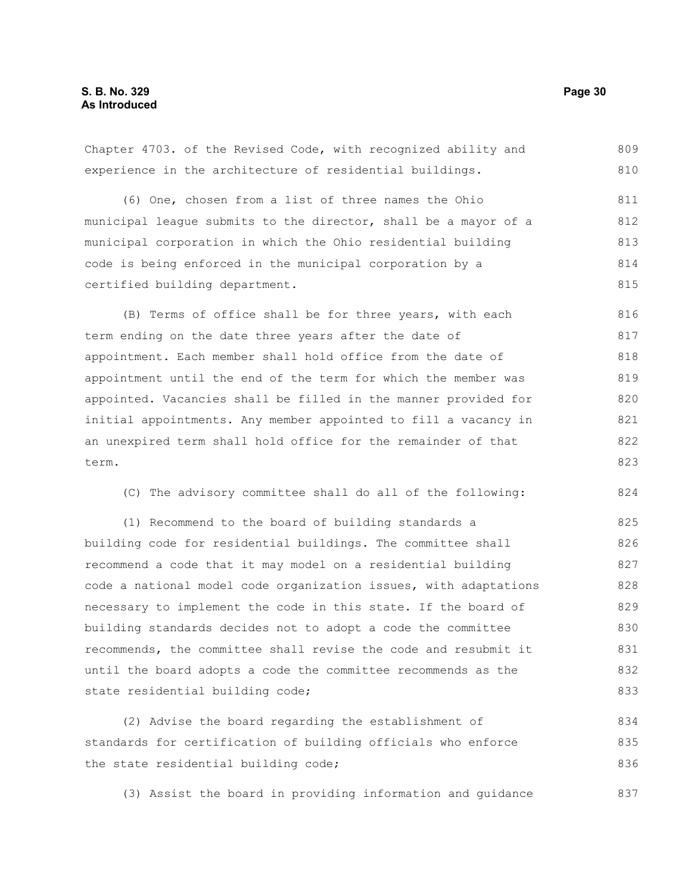Chapter 4703. of the Revised Code, with recognized ability and experience in the architecture of residential buildings.

(6) One, chosen from a list of three names the Ohio municipal league submits to the director, shall be a mayor of a municipal corporation in which the Ohio residential building code is being enforced in the municipal corporation by a certified building department.

(B) Terms of office shall be for three years, with each term ending on the date three years after the date of appointment. Each member shall hold office from the date of appointment until the end of the term for which the member was appointed. Vacancies shall be filled in the manner provided for initial appointments. Any member appointed to fill a vacancy in an unexpired term shall hold office for the remainder of that term.

(C) The advisory committee shall do all of the following:

(1) Recommend to the board of building standards a building code for residential buildings. The committee shall recommend a code that it may model on a residential building code a national model code organization issues, with adaptations necessary to implement the code in this state. If the board of building standards decides not to adopt a code the committee recommends, the committee shall revise the code and resubmit it until the board adopts a code the committee recommends as the state residential building code;

(2) Advise the board regarding the establishment of standards for certification of building officials who enforce the state residential building code;

(3) Assist the board in providing information and guidance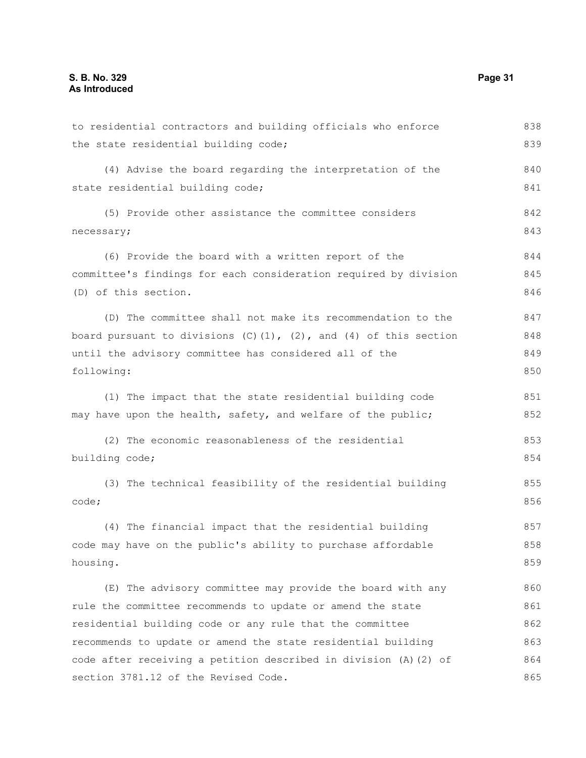to residential contractors and building officials who enforce the state residential building code;

(4) Advise the board regarding the interpretation of the state residential building code;

(5) Provide other assistance the committee considers necessary;

(6) Provide the board with a written report of the committee's findings for each consideration required by division (D) of this section.

(D) The committee shall not make its recommendation to the board pursuant to divisions (C)(1), (2), and (4) of this section until the advisory committee has considered all of the following:

(1) The impact that the state residential building code may have upon the health, safety, and welfare of the public;

(2) The economic reasonableness of the residential building code;

(3) The technical feasibility of the residential building code;

(4) The financial impact that the residential building code may have on the public's ability to purchase affordable housing.

(E) The advisory committee may provide the board with any rule the committee recommends to update or amend the state residential building code or any rule that the committee recommends to update or amend the state residential building code after receiving a petition described in division (A)(2) of section 3781.12 of the Revised Code.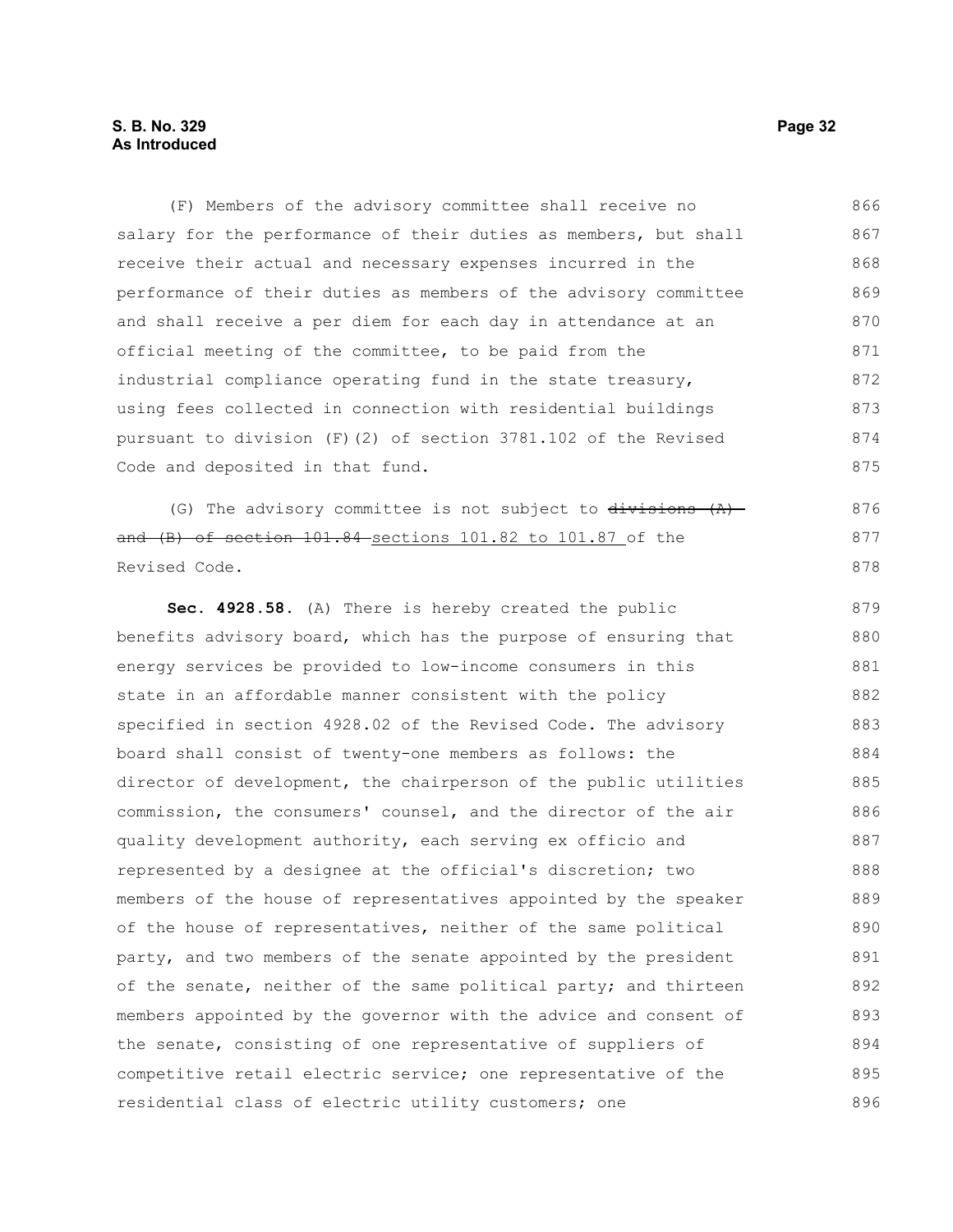(F) Members of the advisory committee shall receive no salary for the performance of their duties as members, but shall receive their actual and necessary expenses incurred in the performance of their duties as members of the advisory committee and shall receive a per diem for each day in attendance at an official meeting of the committee, to be paid from the industrial compliance operating fund in the state treasury, using fees collected in connection with residential buildings pursuant to division (F)(2) of section 3781.102 of the Revised Code and deposited in that fund.

(G) The advisory committee is not subject to ~~divisions (A) and (B) of section 101.84~~ sections 101.82 to 101.87 of the Revised Code.

**Sec. 4928.58.** (A) There is hereby created the public benefits advisory board, which has the purpose of ensuring that energy services be provided to low-income consumers in this state in an affordable manner consistent with the policy specified in section 4928.02 of the Revised Code. The advisory board shall consist of twenty-one members as follows: the director of development, the chairperson of the public utilities commission, the consumers' counsel, and the director of the air quality development authority, each serving ex officio and represented by a designee at the official's discretion; two members of the house of representatives appointed by the speaker of the house of representatives, neither of the same political party, and two members of the senate appointed by the president of the senate, neither of the same political party; and thirteen members appointed by the governor with the advice and consent of the senate, consisting of one representative of suppliers of competitive retail electric service; one representative of the residential class of electric utility customers; one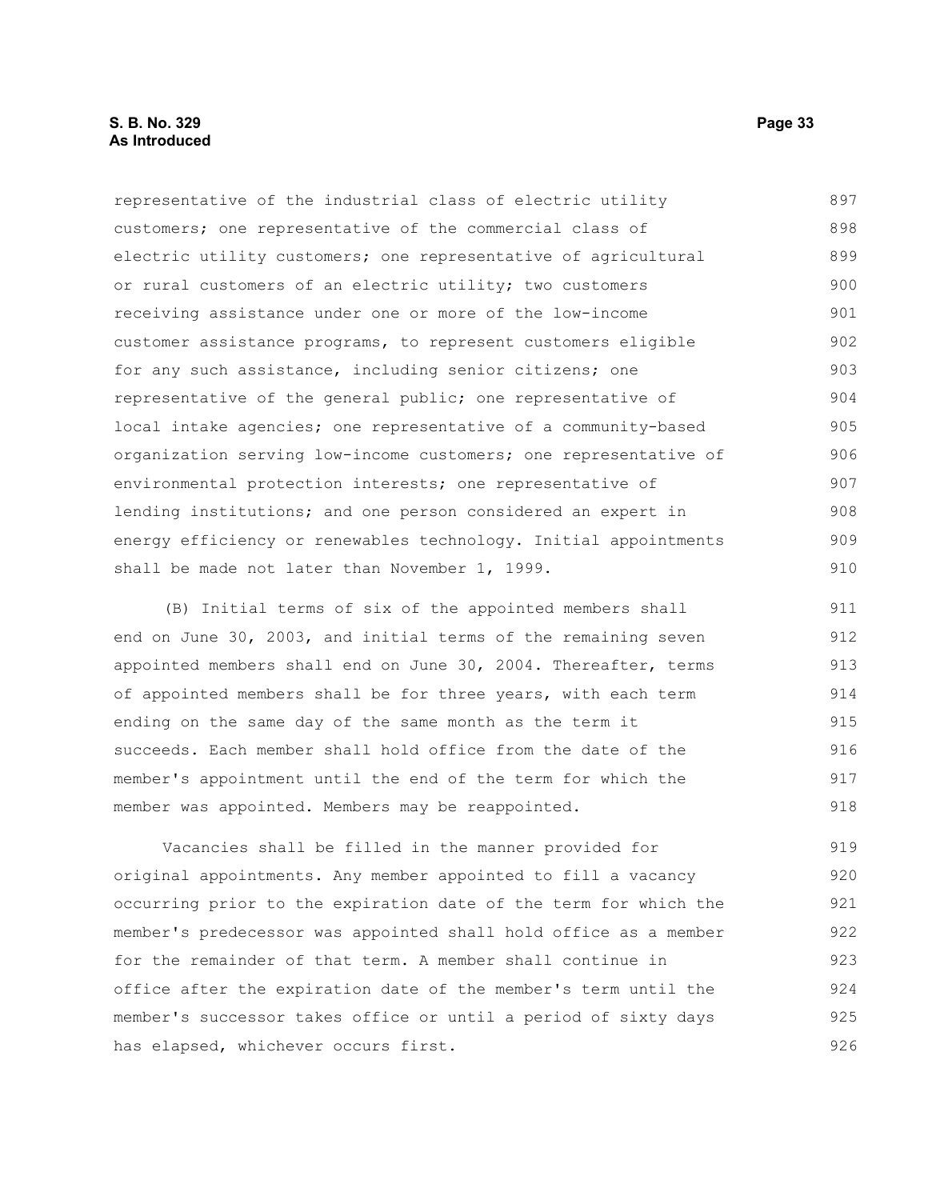representative of the industrial class of electric utility customers; one representative of the commercial class of electric utility customers; one representative of agricultural or rural customers of an electric utility; two customers receiving assistance under one or more of the low-income customer assistance programs, to represent customers eligible for any such assistance, including senior citizens; one representative of the general public; one representative of local intake agencies; one representative of a community-based organization serving low-income customers; one representative of environmental protection interests; one representative of lending institutions; and one person considered an expert in energy efficiency or renewables technology. Initial appointments shall be made not later than November 1, 1999.

(B) Initial terms of six of the appointed members shall end on June 30, 2003, and initial terms of the remaining seven appointed members shall end on June 30, 2004. Thereafter, terms of appointed members shall be for three years, with each term ending on the same day of the same month as the term it succeeds. Each member shall hold office from the date of the member's appointment until the end of the term for which the member was appointed. Members may be reappointed.

Vacancies shall be filled in the manner provided for original appointments. Any member appointed to fill a vacancy occurring prior to the expiration date of the term for which the member's predecessor was appointed shall hold office as a member for the remainder of that term. A member shall continue in office after the expiration date of the member's term until the member's successor takes office or until a period of sixty days has elapsed, whichever occurs first.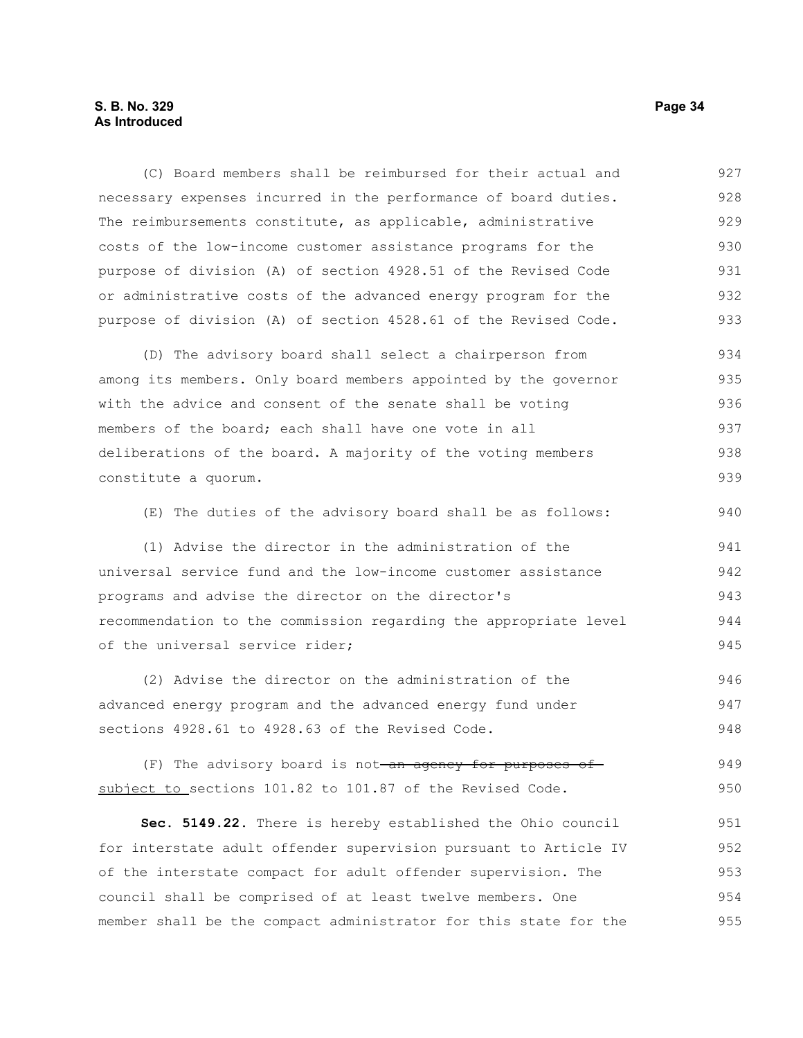(C) Board members shall be reimbursed for their actual and necessary expenses incurred in the performance of board duties. The reimbursements constitute, as applicable, administrative costs of the low-income customer assistance programs for the purpose of division (A) of section 4928.51 of the Revised Code or administrative costs of the advanced energy program for the purpose of division (A) of section 4528.61 of the Revised Code.

(D) The advisory board shall select a chairperson from among its members. Only board members appointed by the governor with the advice and consent of the senate shall be voting members of the board; each shall have one vote in all deliberations of the board. A majority of the voting members constitute a quorum.

(E) The duties of the advisory board shall be as follows:

(1) Advise the director in the administration of the universal service fund and the low-income customer assistance programs and advise the director on the director's recommendation to the commission regarding the appropriate level of the universal service rider;

(2) Advise the director on the administration of the advanced energy program and the advanced energy fund under sections 4928.61 to 4928.63 of the Revised Code.

(F) The advisory board is not ~~an agency for purposes of~~ <u>subject to</u> sections 101.82 to 101.87 of the Revised Code.

**Sec. 5149.22.** There is hereby established the Ohio council for interstate adult offender supervision pursuant to Article IV of the interstate compact for adult offender supervision. The council shall be comprised of at least twelve members. One member shall be the compact administrator for this state for the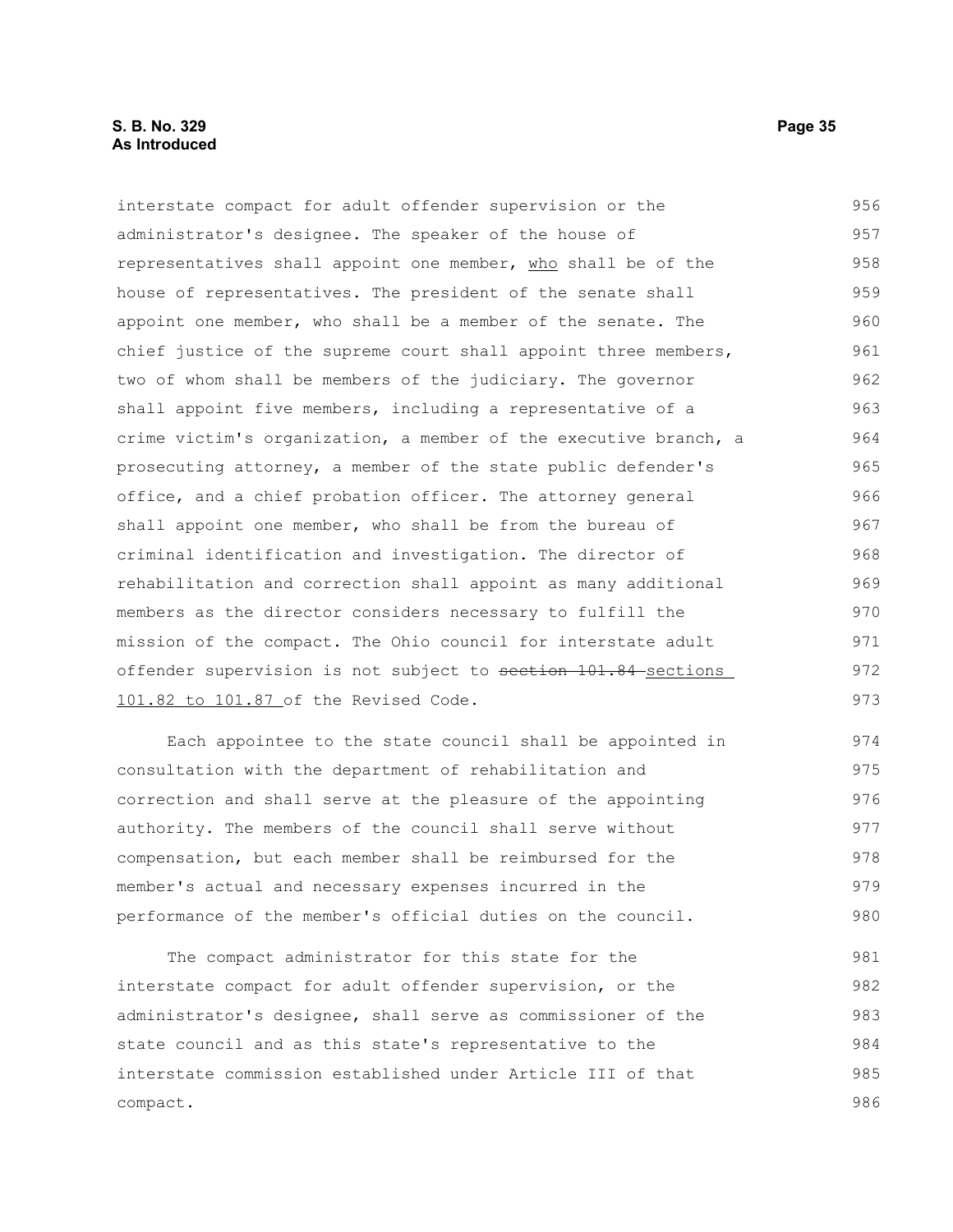interstate compact for adult offender supervision or the administrator's designee. The speaker of the house of representatives shall appoint one member, who shall be of the house of representatives. The president of the senate shall appoint one member, who shall be a member of the senate. The chief justice of the supreme court shall appoint three members, two of whom shall be members of the judiciary. The governor shall appoint five members, including a representative of a crime victim's organization, a member of the executive branch, a prosecuting attorney, a member of the state public defender's office, and a chief probation officer. The attorney general shall appoint one member, who shall be from the bureau of criminal identification and investigation. The director of rehabilitation and correction shall appoint as many additional members as the director considers necessary to fulfill the mission of the compact. The Ohio council for interstate adult offender supervision is not subject to ~~section 101.84~~ sections 101.82 to 101.87 of the Revised Code.

Each appointee to the state council shall be appointed in consultation with the department of rehabilitation and correction and shall serve at the pleasure of the appointing authority. The members of the council shall serve without compensation, but each member shall be reimbursed for the member's actual and necessary expenses incurred in the performance of the member's official duties on the council.

The compact administrator for this state for the interstate compact for adult offender supervision, or the administrator's designee, shall serve as commissioner of the state council and as this state's representative to the interstate commission established under Article III of that compact.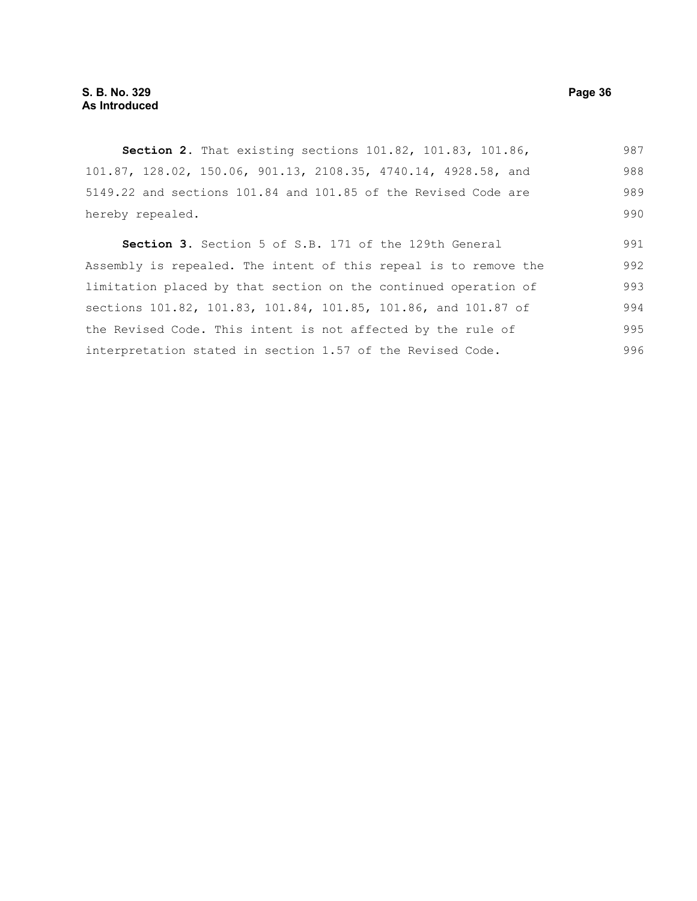**Section 2.** That existing sections 101.82, 101.83, 101.86, 101.87, 128.02, 150.06, 901.13, 2108.35, 4740.14, 4928.58, and 5149.22 and sections 101.84 and 101.85 of the Revised Code are hereby repealed.

**Section 3.** Section 5 of S.B. 171 of the 129th General Assembly is repealed. The intent of this repeal is to remove the limitation placed by that section on the continued operation of sections 101.82, 101.83, 101.84, 101.85, 101.86, and 101.87 of the Revised Code. This intent is not affected by the rule of interpretation stated in section 1.57 of the Revised Code.